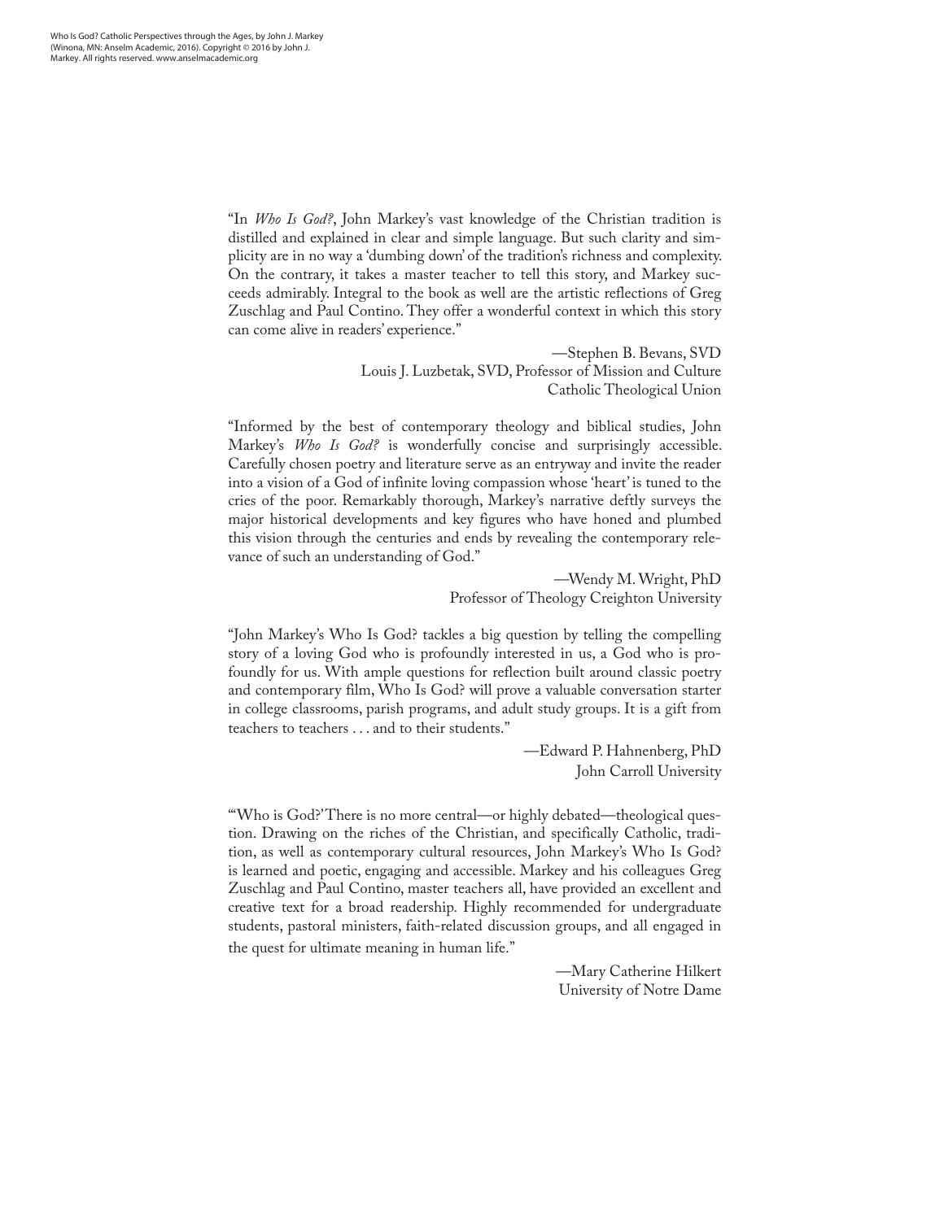Who Is God? Catholic Perspectives through the Ages, by John J. Markey (Winona, MN: Anselm Academic, 2016). Copyright © 2016 by John J. Markey. All rights reserved. www.anselmacademic.org

"In *Who Is God?*, John Markey's vast knowledge of the Christian tradition is distilled and explained in clear and simple language. But such clarity and simplicity are in no way a 'dumbing down' of the tradition's richness and complexity. On the contrary, it takes a master teacher to tell this story, and Markey succeeds admirably. Integral to the book as well are the artistic reflections of Greg Zuschlag and Paul Contino. They offer a wonderful context in which this story can come alive in readers' experience."

—Stephen B. Bevans, SVD
Louis J. Luzbetak, SVD, Professor of Mission and Culture
Catholic Theological Union

"Informed by the best of contemporary theology and biblical studies, John Markey's *Who Is God?* is wonderfully concise and surprisingly accessible. Carefully chosen poetry and literature serve as an entryway and invite the reader into a vision of a God of infinite loving compassion whose 'heart' is tuned to the cries of the poor. Remarkably thorough, Markey's narrative deftly surveys the major historical developments and key figures who have honed and plumbed this vision through the centuries and ends by revealing the contemporary relevance of such an understanding of God."

—Wendy M. Wright, PhD
Professor of Theology Creighton University

"John Markey's Who Is God? tackles a big question by telling the compelling story of a loving God who is profoundly interested in us, a God who is profoundly for us. With ample questions for reflection built around classic poetry and contemporary film, Who Is God? will prove a valuable conversation starter in college classrooms, parish programs, and adult study groups. It is a gift from teachers to teachers . . . and to their students."

—Edward P. Hahnenberg, PhD
John Carroll University

"'Who is God?' There is no more central—or highly debated—theological question. Drawing on the riches of the Christian, and specifically Catholic, tradition, as well as contemporary cultural resources, John Markey's Who Is God? is learned and poetic, engaging and accessible. Markey and his colleagues Greg Zuschlag and Paul Contino, master teachers all, have provided an excellent and creative text for a broad readership. Highly recommended for undergraduate students, pastoral ministers, faith-related discussion groups, and all engaged in the quest for ultimate meaning in human life."

—Mary Catherine Hilkert
University of Notre Dame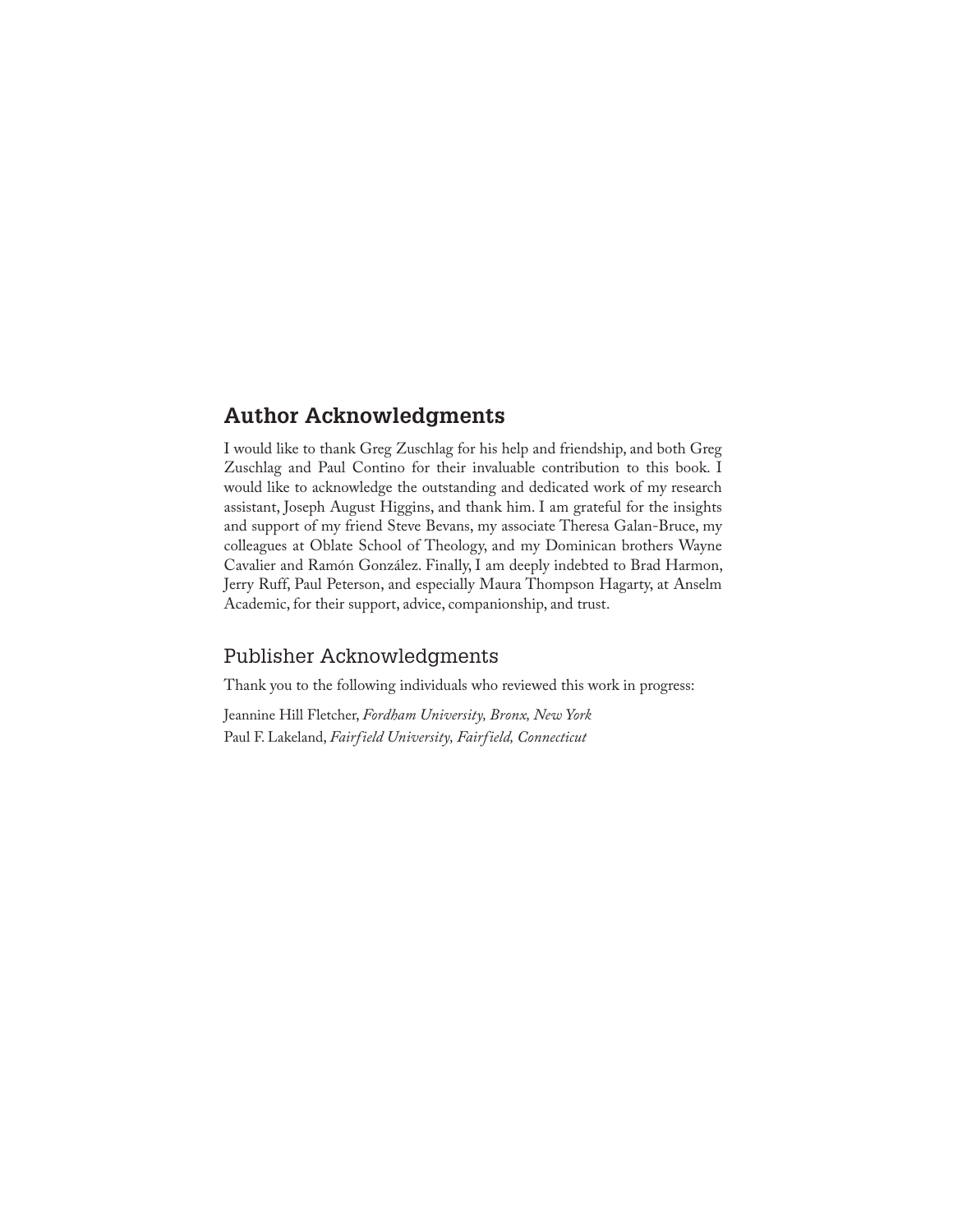## Author Acknowledgments

I would like to thank Greg Zuschlag for his help and friendship, and both Greg Zuschlag and Paul Contino for their invaluable contribution to this book. I would like to acknowledge the outstanding and dedicated work of my research assistant, Joseph August Higgins, and thank him. I am grateful for the insights and support of my friend Steve Bevans, my associate Theresa Galan-Bruce, my colleagues at Oblate School of Theology, and my Dominican brothers Wayne Cavalier and Ramón González. Finally, I am deeply indebted to Brad Harmon, Jerry Ruff, Paul Peterson, and especially Maura Thompson Hagarty, at Anselm Academic, for their support, advice, companionship, and trust.

## Publisher Acknowledgments

Thank you to the following individuals who reviewed this work in progress:

Jeannine Hill Fletcher, *Fordham University, Bronx, New York*
Paul F. Lakeland, *Fairfield University, Fairfield, Connecticut*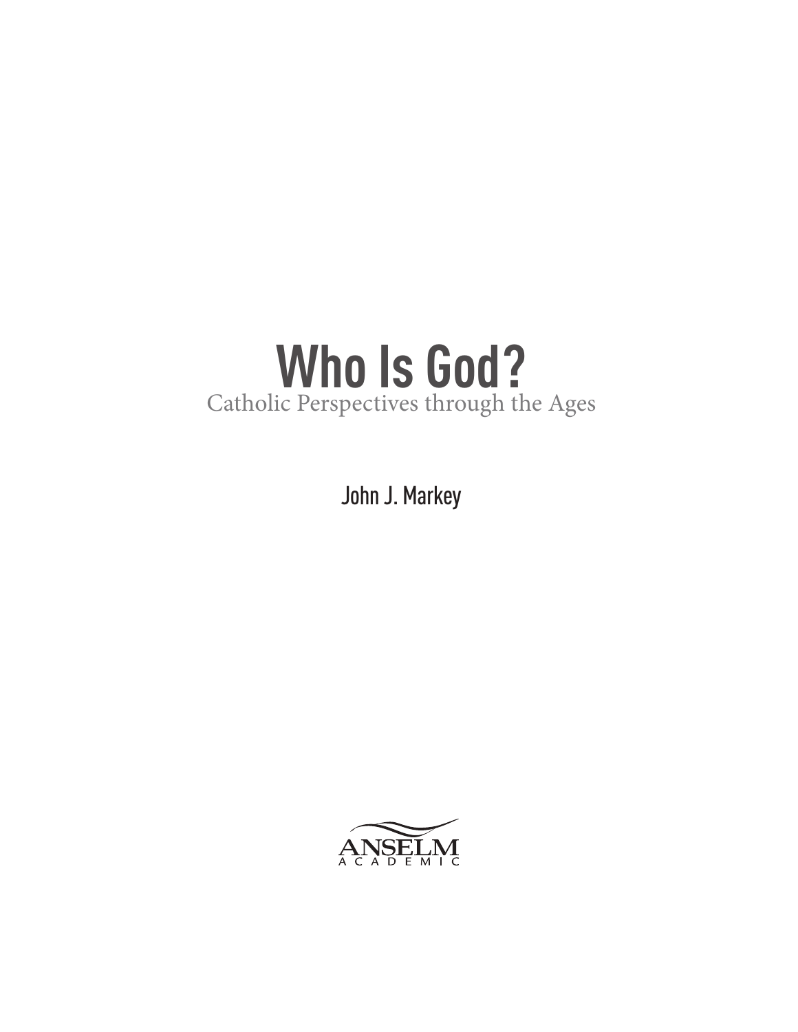# Who Is God?

Catholic Perspectives through the Ages

John J. Markey

ANSELM
ACADEMIC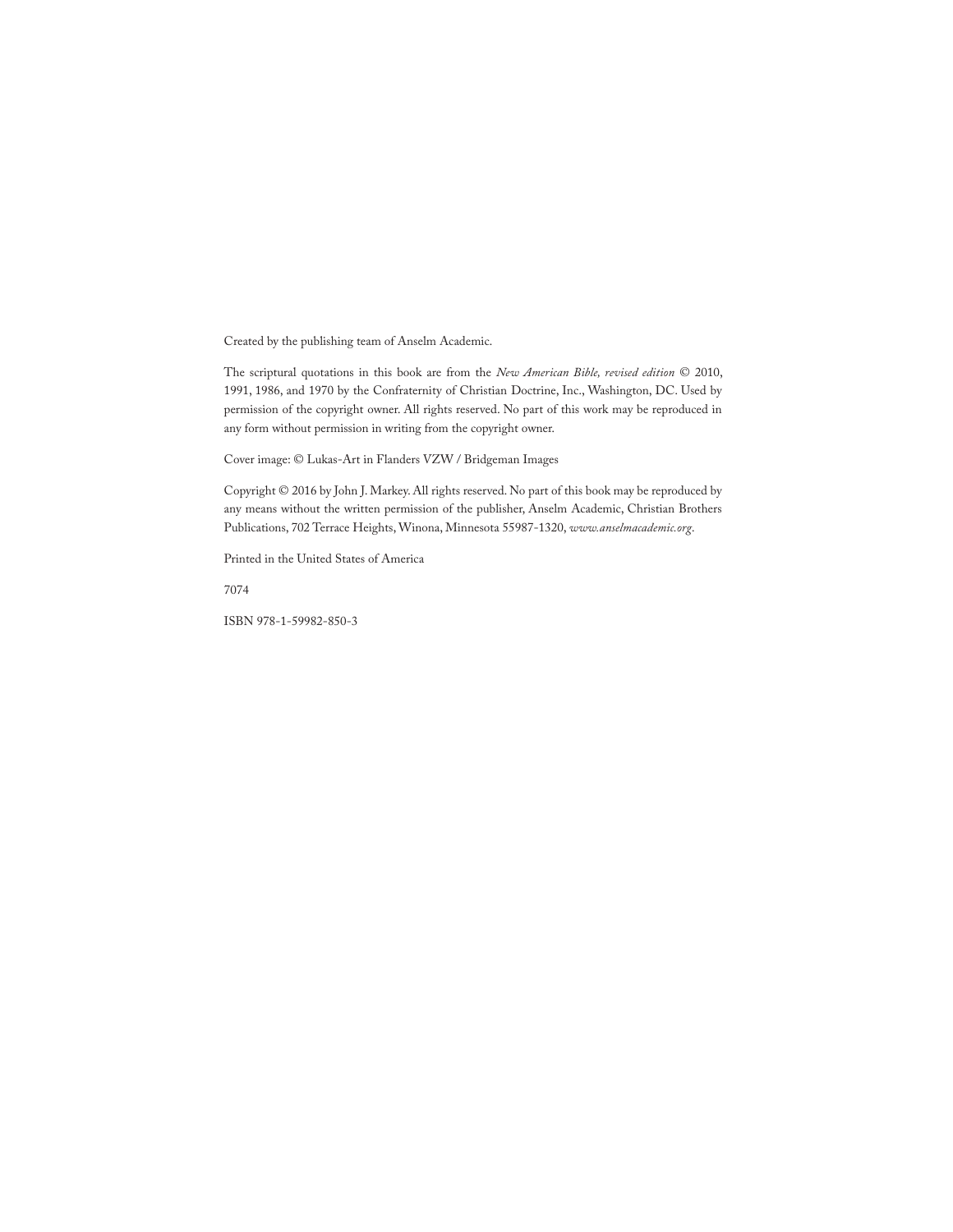Created by the publishing team of Anselm Academic.

The scriptural quotations in this book are from the *New American Bible, revised edition* © 2010, 1991, 1986, and 1970 by the Confraternity of Christian Doctrine, Inc., Washington, DC. Used by permission of the copyright owner. All rights reserved. No part of this work may be reproduced in any form without permission in writing from the copyright owner.

Cover image: © Lukas-Art in Flanders VZW / Bridgeman Images

Copyright © 2016 by John J. Markey. All rights reserved. No part of this book may be reproduced by any means without the written permission of the publisher, Anselm Academic, Christian Brothers Publications, 702 Terrace Heights, Winona, Minnesota 55987-1320, *www.anselmacademic.org*.

Printed in the United States of America

7074

ISBN 978-1-59982-850-3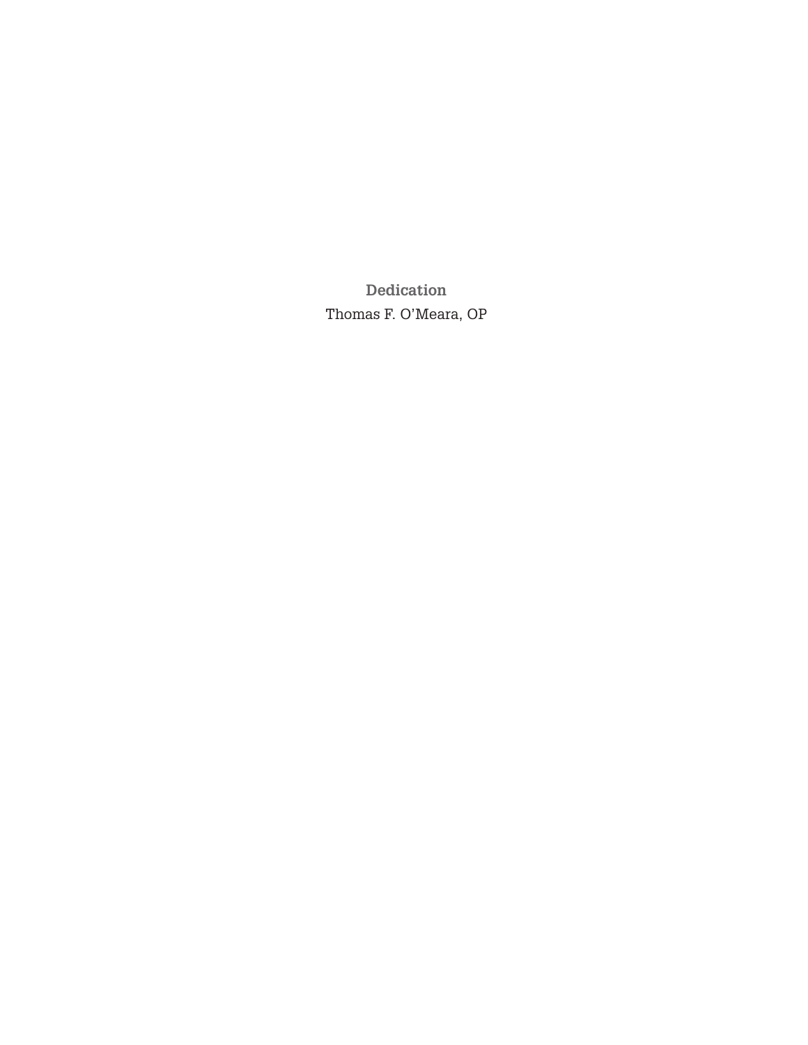## Dedication

Thomas F. O'Meara, OP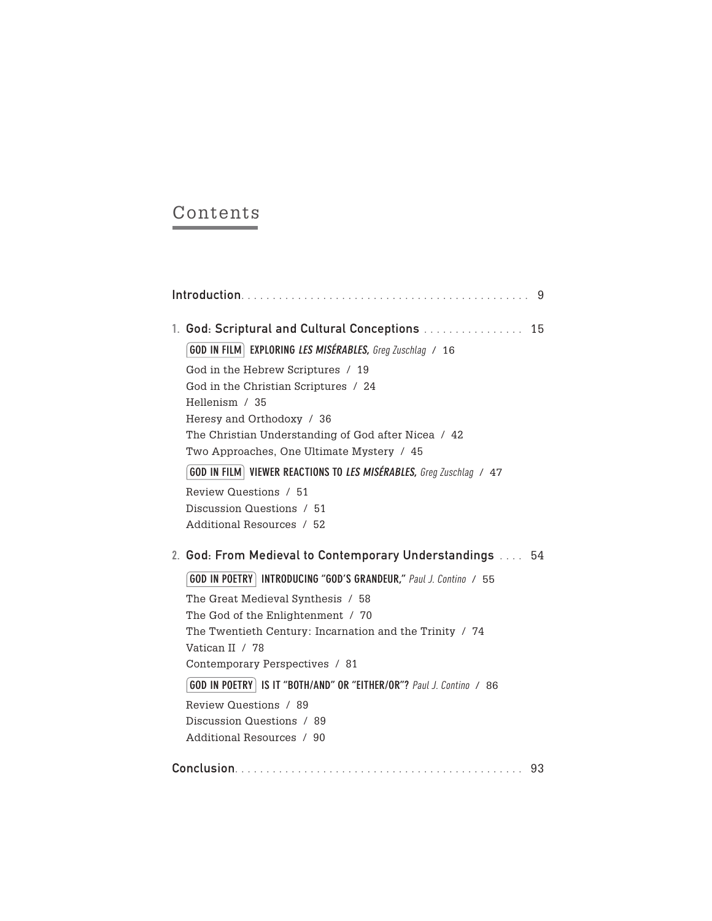# Contents

**Introduction** . . . . . . . . . . . . . . . . . . . . . . . . . . . . . . . . . . . . . . . . . . . . 9

**1. God: Scriptural and Cultural Conceptions** . . . . . . . . . . . . . . . . 15

GOD IN FILM **EXPLORING *LES MISÉRABLES,*** *Greg Zuschlag* / 16

God in the Hebrew Scriptures / 19

God in the Christian Scriptures / 24

Hellenism / 35

Heresy and Orthodoxy / 36

The Christian Understanding of God after Nicea / 42

Two Approaches, One Ultimate Mystery / 45

GOD IN FILM **VIEWER REACTIONS TO *LES MISÉRABLES,*** *Greg Zuschlag* / 47

Review Questions / 51

Discussion Questions / 51

Additional Resources / 52

**2. God: From Medieval to Contemporary Understandings** . . . . 54

GOD IN POETRY **INTRODUCING "GOD'S GRANDEUR,"** *Paul J. Contino* / 55

The Great Medieval Synthesis / 58

The God of the Enlightenment / 70

The Twentieth Century: Incarnation and the Trinity / 74

Vatican II / 78

Contemporary Perspectives / 81

GOD IN POETRY **IS IT "BOTH/AND" OR "EITHER/OR"?** *Paul J. Contino* / 86

Review Questions / 89

Discussion Questions / 89

Additional Resources / 90

**Conclusion** . . . . . . . . . . . . . . . . . . . . . . . . . . . . . . . . . . . . . . . . . . . . 93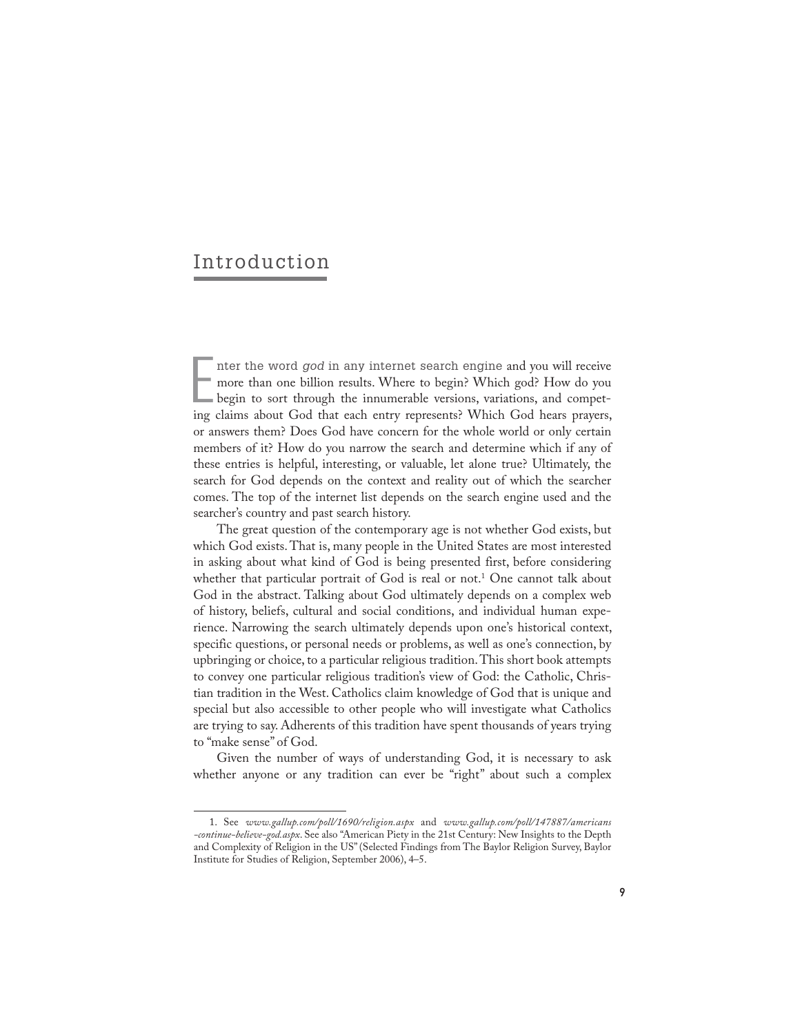# Introduction

Enter the word *god* in any internet search engine and you will receive more than one billion results. Where to begin? Which god? How do you begin to sort through the innumerable versions, variations, and competing claims about God that each entry represents? Which God hears prayers, or answers them? Does God have concern for the whole world or only certain members of it? How do you narrow the search and determine which if any of these entries is helpful, interesting, or valuable, let alone true? Ultimately, the search for God depends on the context and reality out of which the searcher comes. The top of the internet list depends on the search engine used and the searcher's country and past search history.

The great question of the contemporary age is not whether God exists, but which God exists. That is, many people in the United States are most interested in asking about what kind of God is being presented first, before considering whether that particular portrait of God is real or not.[1] One cannot talk about God in the abstract. Talking about God ultimately depends on a complex web of history, beliefs, cultural and social conditions, and individual human experience. Narrowing the search ultimately depends upon one's historical context, specific questions, or personal needs or problems, as well as one's connection, by upbringing or choice, to a particular religious tradition. This short book attempts to convey one particular religious tradition's view of God: the Catholic, Christian tradition in the West. Catholics claim knowledge of God that is unique and special but also accessible to other people who will investigate what Catholics are trying to say. Adherents of this tradition have spent thousands of years trying to "make sense" of God.

Given the number of ways of understanding God, it is necessary to ask whether anyone or any tradition can ever be "right" about such a complex

1. See *www.gallup.com/poll/1690/religion.aspx* and *www.gallup.com/poll/147887/americans-continue-believe-god.aspx*. See also "American Piety in the 21st Century: New Insights to the Depth and Complexity of Religion in the US" (Selected Findings from The Baylor Religion Survey, Baylor Institute for Studies of Religion, September 2006), 4–5.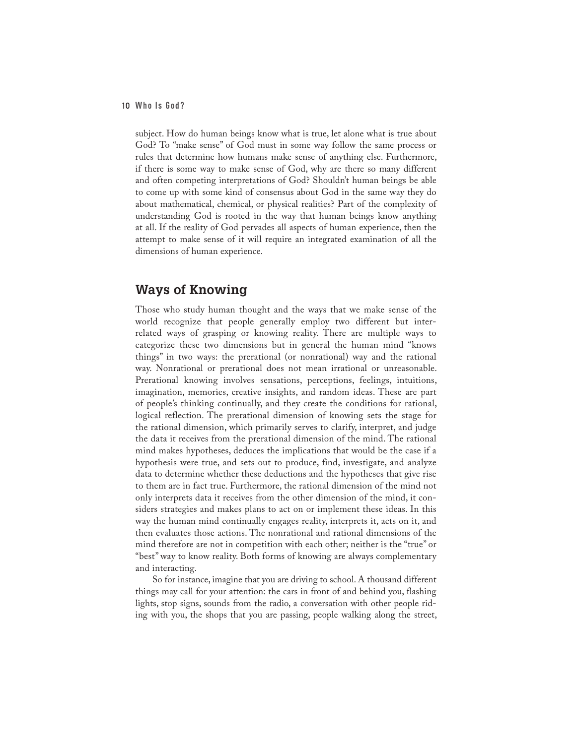subject. How do human beings know what is true, let alone what is true about God? To "make sense" of God must in some way follow the same process or rules that determine how humans make sense of anything else. Furthermore, if there is some way to make sense of God, why are there so many different and often competing interpretations of God? Shouldn't human beings be able to come up with some kind of consensus about God in the same way they do about mathematical, chemical, or physical realities? Part of the complexity of understanding God is rooted in the way that human beings know anything at all. If the reality of God pervades all aspects of human experience, then the attempt to make sense of it will require an integrated examination of all the dimensions of human experience.

## Ways of Knowing

Those who study human thought and the ways that we make sense of the world recognize that people generally employ two different but interrelated ways of grasping or knowing reality. There are multiple ways to categorize these two dimensions but in general the human mind "knows things" in two ways: the prerational (or nonrational) way and the rational way. Nonrational or prerational does not mean irrational or unreasonable. Prerational knowing involves sensations, perceptions, feelings, intuitions, imagination, memories, creative insights, and random ideas. These are part of people's thinking continually, and they create the conditions for rational, logical reflection. The prerational dimension of knowing sets the stage for the rational dimension, which primarily serves to clarify, interpret, and judge the data it receives from the prerational dimension of the mind. The rational mind makes hypotheses, deduces the implications that would be the case if a hypothesis were true, and sets out to produce, find, investigate, and analyze data to determine whether these deductions and the hypotheses that give rise to them are in fact true. Furthermore, the rational dimension of the mind not only interprets data it receives from the other dimension of the mind, it considers strategies and makes plans to act on or implement these ideas. In this way the human mind continually engages reality, interprets it, acts on it, and then evaluates those actions. The nonrational and rational dimensions of the mind therefore are not in competition with each other; neither is the "true" or "best" way to know reality. Both forms of knowing are always complementary and interacting.

So for instance, imagine that you are driving to school. A thousand different things may call for your attention: the cars in front of and behind you, flashing lights, stop signs, sounds from the radio, a conversation with other people riding with you, the shops that you are passing, people walking along the street,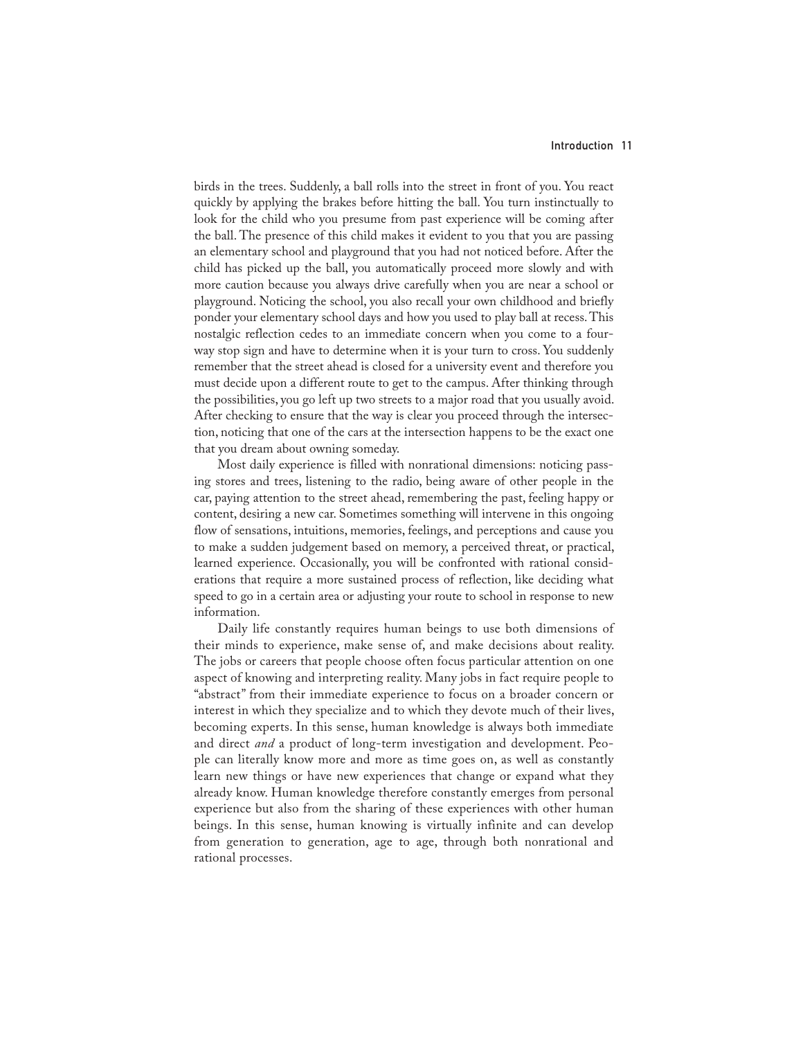birds in the trees. Suddenly, a ball rolls into the street in front of you. You react quickly by applying the brakes before hitting the ball. You turn instinctually to look for the child who you presume from past experience will be coming after the ball. The presence of this child makes it evident to you that you are passing an elementary school and playground that you had not noticed before. After the child has picked up the ball, you automatically proceed more slowly and with more caution because you always drive carefully when you are near a school or playground. Noticing the school, you also recall your own childhood and briefly ponder your elementary school days and how you used to play ball at recess. This nostalgic reflection cedes to an immediate concern when you come to a four-way stop sign and have to determine when it is your turn to cross. You suddenly remember that the street ahead is closed for a university event and therefore you must decide upon a different route to get to the campus. After thinking through the possibilities, you go left up two streets to a major road that you usually avoid. After checking to ensure that the way is clear you proceed through the intersection, noticing that one of the cars at the intersection happens to be the exact one that you dream about owning someday.

Most daily experience is filled with nonrational dimensions: noticing passing stores and trees, listening to the radio, being aware of other people in the car, paying attention to the street ahead, remembering the past, feeling happy or content, desiring a new car. Sometimes something will intervene in this ongoing flow of sensations, intuitions, memories, feelings, and perceptions and cause you to make a sudden judgement based on memory, a perceived threat, or practical, learned experience. Occasionally, you will be confronted with rational considerations that require a more sustained process of reflection, like deciding what speed to go in a certain area or adjusting your route to school in response to new information.

Daily life constantly requires human beings to use both dimensions of their minds to experience, make sense of, and make decisions about reality. The jobs or careers that people choose often focus particular attention on one aspect of knowing and interpreting reality. Many jobs in fact require people to "abstract" from their immediate experience to focus on a broader concern or interest in which they specialize and to which they devote much of their lives, becoming experts. In this sense, human knowledge is always both immediate and direct *and* a product of long-term investigation and development. People can literally know more and more as time goes on, as well as constantly learn new things or have new experiences that change or expand what they already know. Human knowledge therefore constantly emerges from personal experience but also from the sharing of these experiences with other human beings. In this sense, human knowing is virtually infinite and can develop from generation to generation, age to age, through both nonrational and rational processes.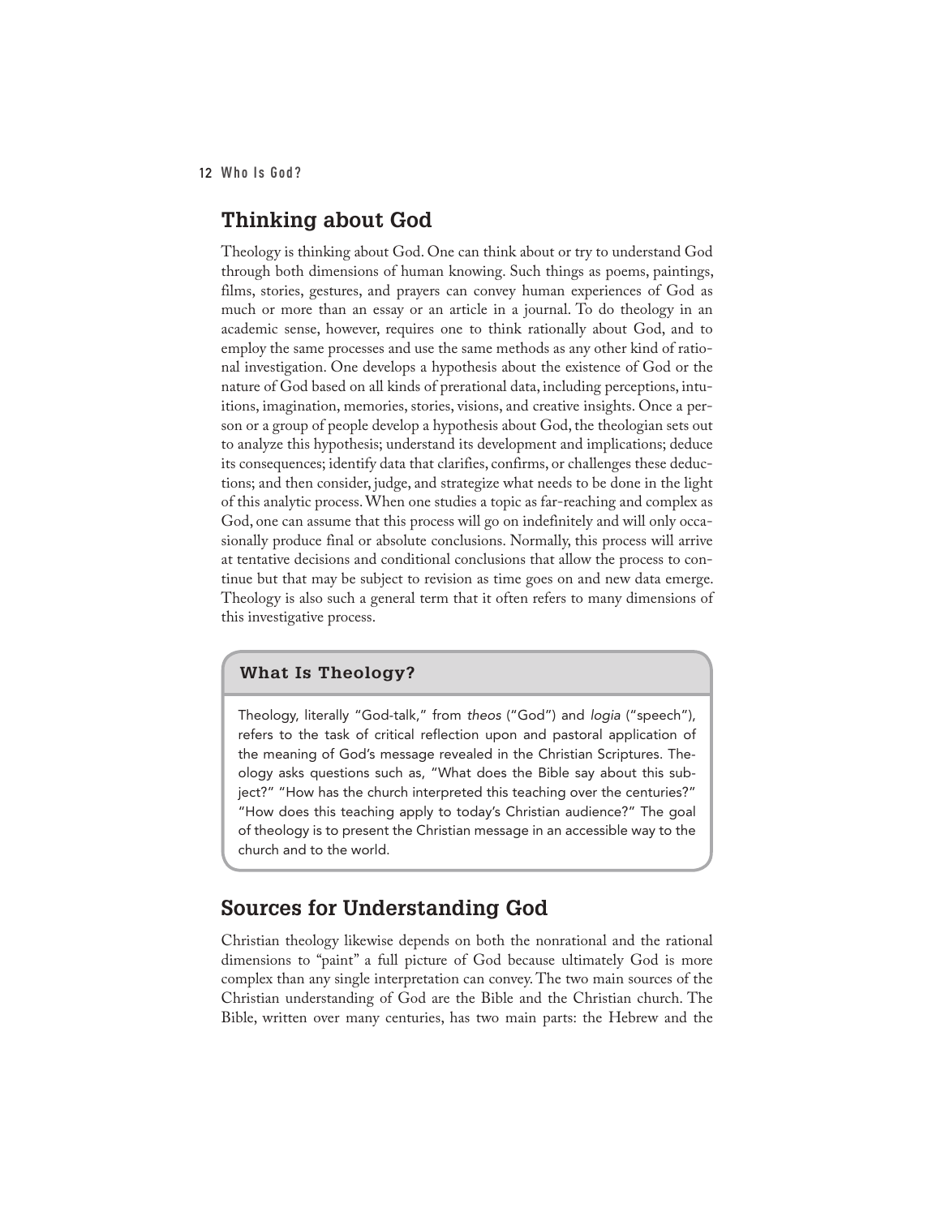## Thinking about God

Theology is thinking about God. One can think about or try to understand God through both dimensions of human knowing. Such things as poems, paintings, films, stories, gestures, and prayers can convey human experiences of God as much or more than an essay or an article in a journal. To do theology in an academic sense, however, requires one to think rationally about God, and to employ the same processes and use the same methods as any other kind of rational investigation. One develops a hypothesis about the existence of God or the nature of God based on all kinds of prerational data, including perceptions, intuitions, imagination, memories, stories, visions, and creative insights. Once a person or a group of people develop a hypothesis about God, the theologian sets out to analyze this hypothesis; understand its development and implications; deduce its consequences; identify data that clarifies, confirms, or challenges these deductions; and then consider, judge, and strategize what needs to be done in the light of this analytic process. When one studies a topic as far-reaching and complex as God, one can assume that this process will go on indefinitely and will only occasionally produce final or absolute conclusions. Normally, this process will arrive at tentative decisions and conditional conclusions that allow the process to continue but that may be subject to revision as time goes on and new data emerge. Theology is also such a general term that it often refers to many dimensions of this investigative process.

### What Is Theology?

Theology, literally "God-talk," from *theos* ("God") and *logia* ("speech"), refers to the task of critical reflection upon and pastoral application of the meaning of God's message revealed in the Christian Scriptures. Theology asks questions such as, "What does the Bible say about this subject?" "How has the church interpreted this teaching over the centuries?" "How does this teaching apply to today's Christian audience?" The goal of theology is to present the Christian message in an accessible way to the church and to the world.

## Sources for Understanding God

Christian theology likewise depends on both the nonrational and the rational dimensions to "paint" a full picture of God because ultimately God is more complex than any single interpretation can convey. The two main sources of the Christian understanding of God are the Bible and the Christian church. The Bible, written over many centuries, has two main parts: the Hebrew and the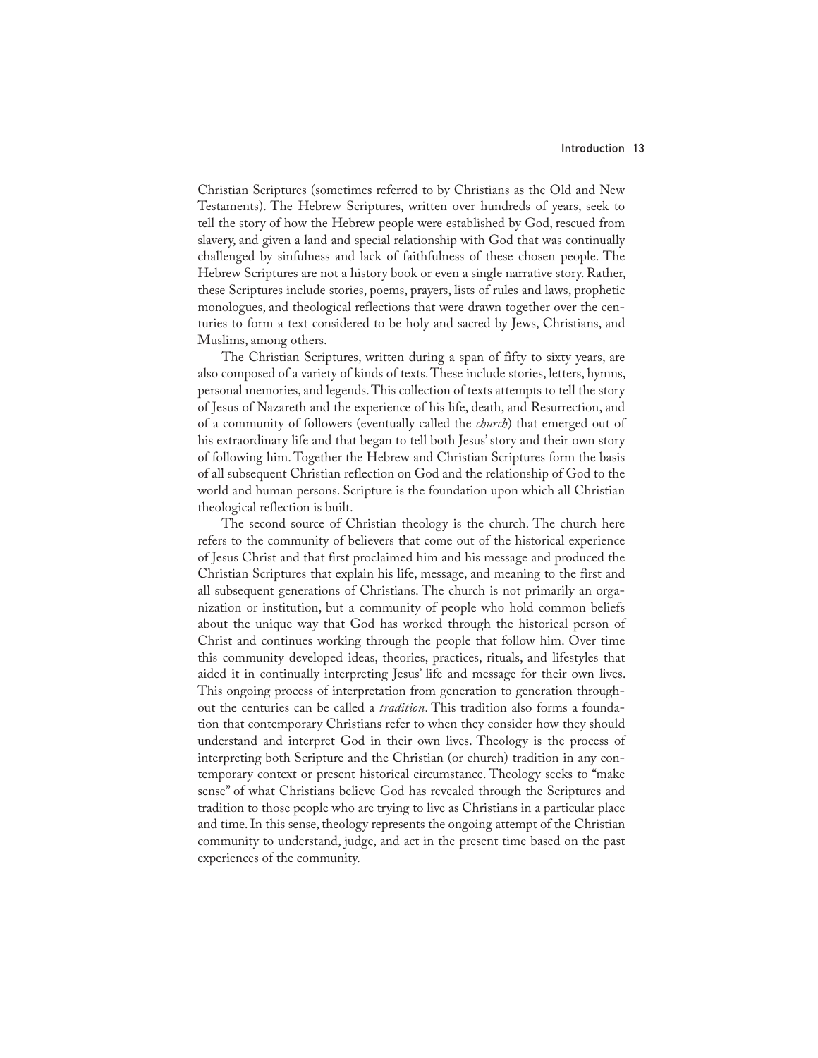Christian Scriptures (sometimes referred to by Christians as the Old and New Testaments). The Hebrew Scriptures, written over hundreds of years, seek to tell the story of how the Hebrew people were established by God, rescued from slavery, and given a land and special relationship with God that was continually challenged by sinfulness and lack of faithfulness of these chosen people. The Hebrew Scriptures are not a history book or even a single narrative story. Rather, these Scriptures include stories, poems, prayers, lists of rules and laws, prophetic monologues, and theological reflections that were drawn together over the centuries to form a text considered to be holy and sacred by Jews, Christians, and Muslims, among others.

The Christian Scriptures, written during a span of fifty to sixty years, are also composed of a variety of kinds of texts. These include stories, letters, hymns, personal memories, and legends. This collection of texts attempts to tell the story of Jesus of Nazareth and the experience of his life, death, and Resurrection, and of a community of followers (eventually called the *church*) that emerged out of his extraordinary life and that began to tell both Jesus' story and their own story of following him. Together the Hebrew and Christian Scriptures form the basis of all subsequent Christian reflection on God and the relationship of God to the world and human persons. Scripture is the foundation upon which all Christian theological reflection is built.

The second source of Christian theology is the church. The church here refers to the community of believers that come out of the historical experience of Jesus Christ and that first proclaimed him and his message and produced the Christian Scriptures that explain his life, message, and meaning to the first and all subsequent generations of Christians. The church is not primarily an organization or institution, but a community of people who hold common beliefs about the unique way that God has worked through the historical person of Christ and continues working through the people that follow him. Over time this community developed ideas, theories, practices, rituals, and lifestyles that aided it in continually interpreting Jesus' life and message for their own lives. This ongoing process of interpretation from generation to generation throughout the centuries can be called a *tradition*. This tradition also forms a foundation that contemporary Christians refer to when they consider how they should understand and interpret God in their own lives. Theology is the process of interpreting both Scripture and the Christian (or church) tradition in any contemporary context or present historical circumstance. Theology seeks to "make sense" of what Christians believe God has revealed through the Scriptures and tradition to those people who are trying to live as Christians in a particular place and time. In this sense, theology represents the ongoing attempt of the Christian community to understand, judge, and act in the present time based on the past experiences of the community.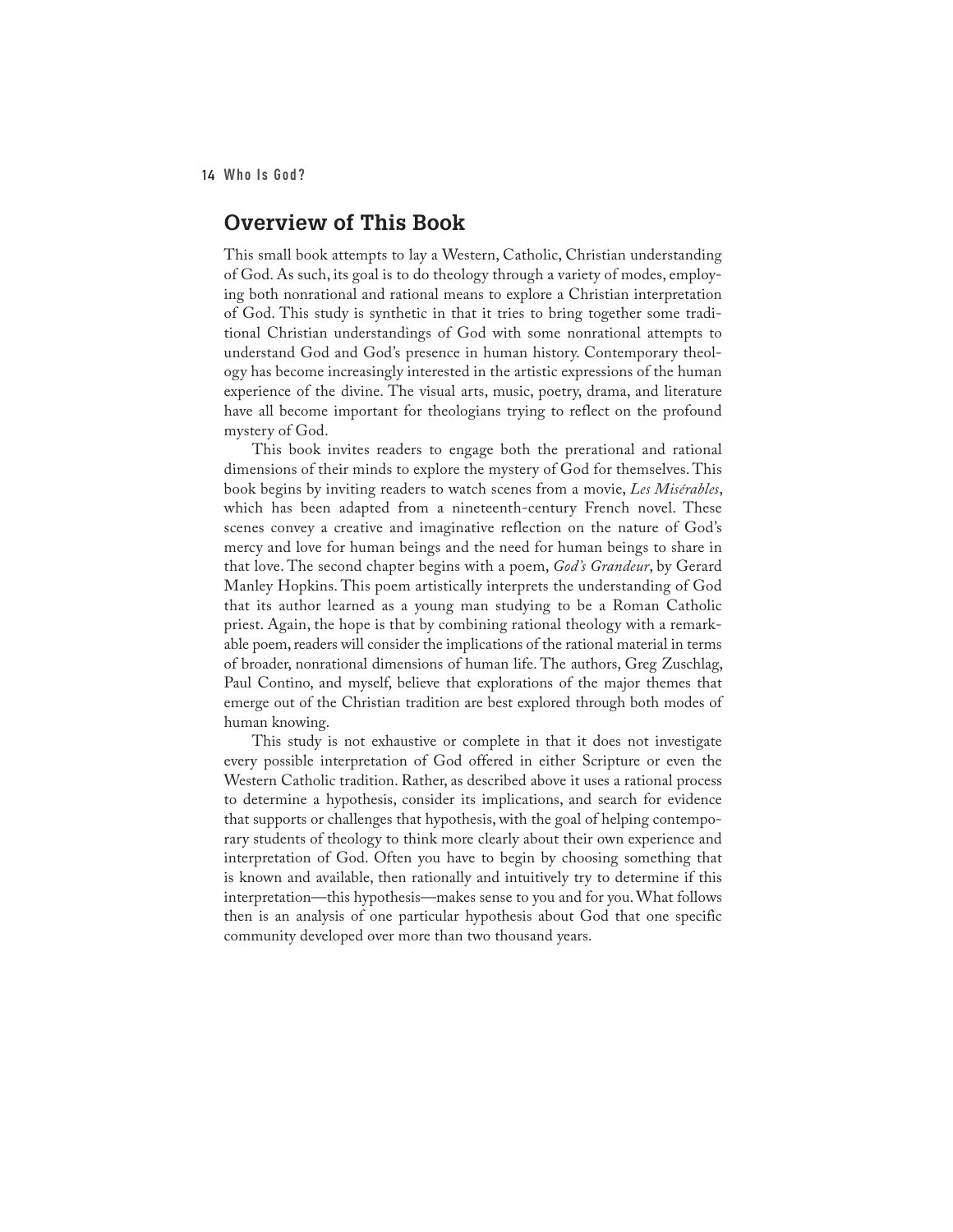## Overview of This Book

This small book attempts to lay a Western, Catholic, Christian understanding of God. As such, its goal is to do theology through a variety of modes, employing both nonrational and rational means to explore a Christian interpretation of God. This study is synthetic in that it tries to bring together some traditional Christian understandings of God with some nonrational attempts to understand God and God's presence in human history. Contemporary theology has become increasingly interested in the artistic expressions of the human experience of the divine. The visual arts, music, poetry, drama, and literature have all become important for theologians trying to reflect on the profound mystery of God.

This book invites readers to engage both the prerational and rational dimensions of their minds to explore the mystery of God for themselves. This book begins by inviting readers to watch scenes from a movie, *Les Misérables*, which has been adapted from a nineteenth-century French novel. These scenes convey a creative and imaginative reflection on the nature of God's mercy and love for human beings and the need for human beings to share in that love. The second chapter begins with a poem, *God's Grandeur*, by Gerard Manley Hopkins. This poem artistically interprets the understanding of God that its author learned as a young man studying to be a Roman Catholic priest. Again, the hope is that by combining rational theology with a remarkable poem, readers will consider the implications of the rational material in terms of broader, nonrational dimensions of human life. The authors, Greg Zuschlag, Paul Contino, and myself, believe that explorations of the major themes that emerge out of the Christian tradition are best explored through both modes of human knowing.

This study is not exhaustive or complete in that it does not investigate every possible interpretation of God offered in either Scripture or even the Western Catholic tradition. Rather, as described above it uses a rational process to determine a hypothesis, consider its implications, and search for evidence that supports or challenges that hypothesis, with the goal of helping contemporary students of theology to think more clearly about their own experience and interpretation of God. Often you have to begin by choosing something that is known and available, then rationally and intuitively try to determine if this interpretation—this hypothesis—makes sense to you and for you. What follows then is an analysis of one particular hypothesis about God that one specific community developed over more than two thousand years.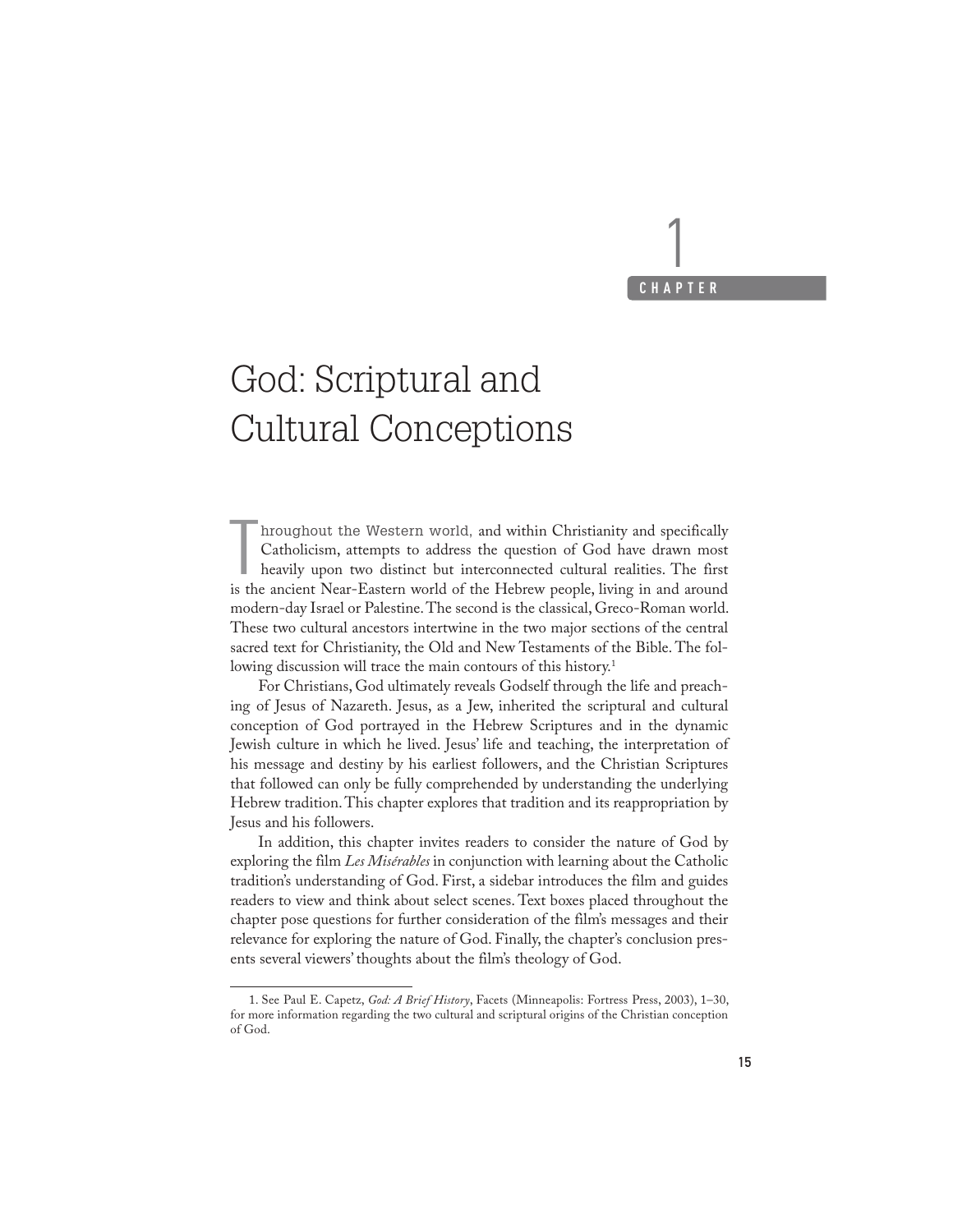# 1 CHAPTER

# God: Scriptural and Cultural Conceptions

Throughout the Western world, and within Christianity and specifically Catholicism, attempts to address the question of God have drawn most heavily upon two distinct but interconnected cultural realities. The first is the ancient Near-Eastern world of the Hebrew people, living in and around modern-day Israel or Palestine. The second is the classical, Greco-Roman world. These two cultural ancestors intertwine in the two major sections of the central sacred text for Christianity, the Old and New Testaments of the Bible. The following discussion will trace the main contours of this history.[1]

For Christians, God ultimately reveals Godself through the life and preaching of Jesus of Nazareth. Jesus, as a Jew, inherited the scriptural and cultural conception of God portrayed in the Hebrew Scriptures and in the dynamic Jewish culture in which he lived. Jesus' life and teaching, the interpretation of his message and destiny by his earliest followers, and the Christian Scriptures that followed can only be fully comprehended by understanding the underlying Hebrew tradition. This chapter explores that tradition and its reappropriation by Jesus and his followers.

In addition, this chapter invites readers to consider the nature of God by exploring the film *Les Misérables* in conjunction with learning about the Catholic tradition's understanding of God. First, a sidebar introduces the film and guides readers to view and think about select scenes. Text boxes placed throughout the chapter pose questions for further consideration of the film's messages and their relevance for exploring the nature of God. Finally, the chapter's conclusion presents several viewers' thoughts about the film's theology of God.

---

1. See Paul E. Capetz, *God: A Brief History*, Facets (Minneapolis: Fortress Press, 2003), 1–30, for more information regarding the two cultural and scriptural origins of the Christian conception of God.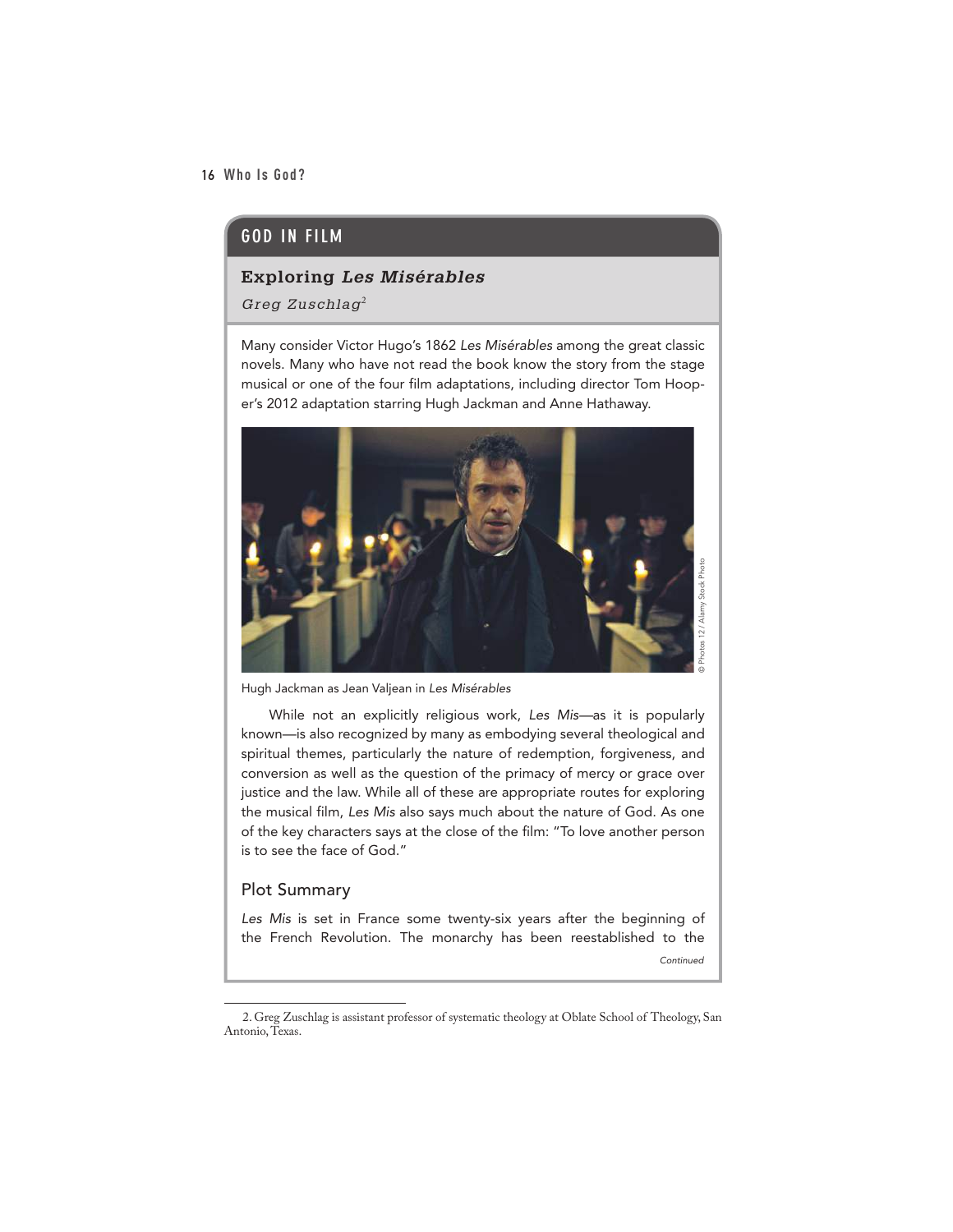## GOD IN FILM

### Exploring *Les Misérables*

*Greg Zuschlag*[2]

Many consider Victor Hugo's 1862 *Les Misérables* among the great classic novels. Many who have not read the book know the story from the stage musical or one of the four film adaptations, including director Tom Hooper's 2012 adaptation starring Hugh Jackman and Anne Hathaway.

Hugh Jackman as Jean Valjean in *Les Misérables*

While not an explicitly religious work, *Les Mis*—as it is popularly known—is also recognized by many as embodying several theological and spiritual themes, particularly the nature of redemption, forgiveness, and conversion as well as the question of the primacy of mercy or grace over justice and the law. While all of these are appropriate routes for exploring the musical film, *Les Mis* also says much about the nature of God. As one of the key characters says at the close of the film: "To love another person is to see the face of God."

#### Plot Summary

*Les Mis* is set in France some twenty-six years after the beginning of the French Revolution. The monarchy has been reestablished to the

*Continued*

---

2. Greg Zuschlag is assistant professor of systematic theology at Oblate School of Theology, San Antonio, Texas.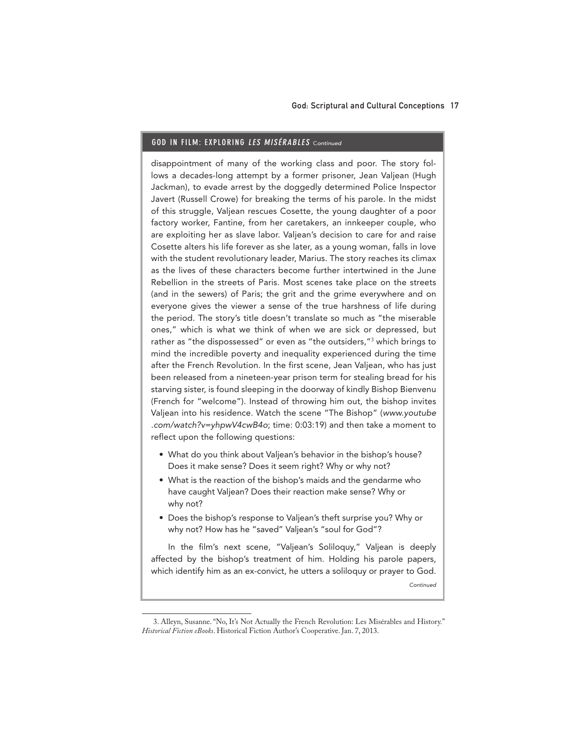## GOD IN FILM: EXPLORING *LES MISÉRABLES* *Continued*

disappointment of many of the working class and poor. The story follows a decades-long attempt by a former prisoner, Jean Valjean (Hugh Jackman), to evade arrest by the doggedly determined Police Inspector Javert (Russell Crowe) for breaking the terms of his parole. In the midst of this struggle, Valjean rescues Cosette, the young daughter of a poor factory worker, Fantine, from her caretakers, an innkeeper couple, who are exploiting her as slave labor. Valjean's decision to care for and raise Cosette alters his life forever as she later, as a young woman, falls in love with the student revolutionary leader, Marius. The story reaches its climax as the lives of these characters become further intertwined in the June Rebellion in the streets of Paris. Most scenes take place on the streets (and in the sewers) of Paris; the grit and the grime everywhere and on everyone gives the viewer a sense of the true harshness of life during the period. The story's title doesn't translate so much as "the miserable ones," which is what we think of when we are sick or depressed, but rather as "the dispossessed" or even as "the outsiders,"[3] which brings to mind the incredible poverty and inequality experienced during the time after the French Revolution. In the first scene, Jean Valjean, who has just been released from a nineteen-year prison term for stealing bread for his starving sister, is found sleeping in the doorway of kindly Bishop Bienvenu (French for "welcome"). Instead of throwing him out, the bishop invites Valjean into his residence. Watch the scene "The Bishop" (*www.youtube.com/watch?v=yhpwV4cwB4o*; time: 0:03:19) and then take a moment to reflect upon the following questions:

- What do you think about Valjean's behavior in the bishop's house? Does it make sense? Does it seem right? Why or why not?
- What is the reaction of the bishop's maids and the gendarme who have caught Valjean? Does their reaction make sense? Why or why not?
- Does the bishop's response to Valjean's theft surprise you? Why or why not? How has he "saved" Valjean's "soul for God"?

In the film's next scene, "Valjean's Soliloquy," Valjean is deeply affected by the bishop's treatment of him. Holding his parole papers, which identify him as an ex-convict, he utters a soliloquy or prayer to God.

*Continued*

3. Alleyn, Susanne. "No, It's Not Actually the French Revolution: Les Misérables and History." *Historical Fiction eBooks*. Historical Fiction Author's Cooperative. Jan. 7, 2013.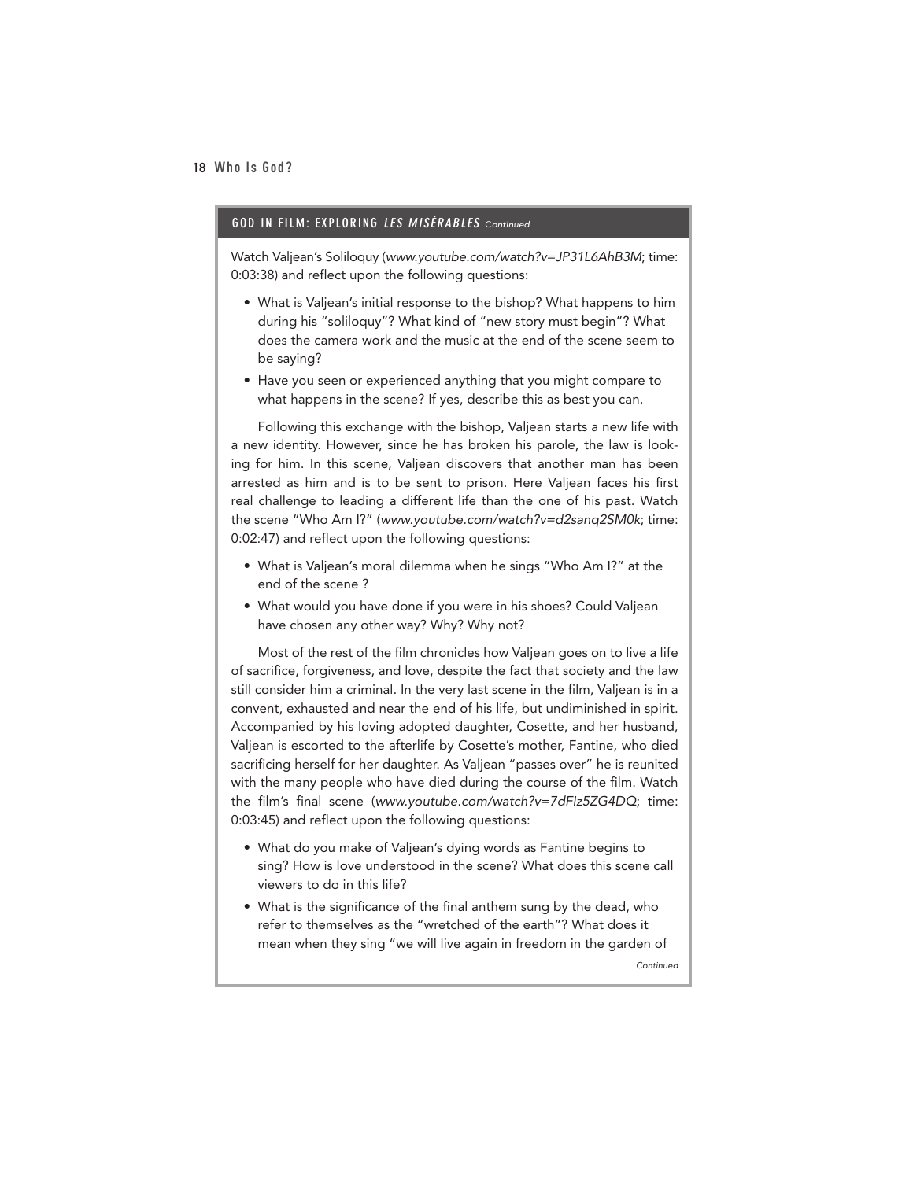## GOD IN FILM: EXPLORING *LES MISÉRABLES* *Continued*

Watch Valjean's Soliloquy (*www.youtube.com/watch?v=JP31L6AhB3M*; time: 0:03:38) and reflect upon the following questions:

- What is Valjean's initial response to the bishop? What happens to him during his "soliloquy"? What kind of "new story must begin"? What does the camera work and the music at the end of the scene seem to be saying?
- Have you seen or experienced anything that you might compare to what happens in the scene? If yes, describe this as best you can.

Following this exchange with the bishop, Valjean starts a new life with a new identity. However, since he has broken his parole, the law is looking for him. In this scene, Valjean discovers that another man has been arrested as him and is to be sent to prison. Here Valjean faces his first real challenge to leading a different life than the one of his past. Watch the scene "Who Am I?" (*www.youtube.com/watch?v=d2sanq2SM0k*; time: 0:02:47) and reflect upon the following questions:

- What is Valjean's moral dilemma when he sings "Who Am I?" at the end of the scene ?
- What would you have done if you were in his shoes? Could Valjean have chosen any other way? Why? Why not?

Most of the rest of the film chronicles how Valjean goes on to live a life of sacrifice, forgiveness, and love, despite the fact that society and the law still consider him a criminal. In the very last scene in the film, Valjean is in a convent, exhausted and near the end of his life, but undiminished in spirit. Accompanied by his loving adopted daughter, Cosette, and her husband, Valjean is escorted to the afterlife by Cosette's mother, Fantine, who died sacrificing herself for her daughter. As Valjean "passes over" he is reunited with the many people who have died during the course of the film. Watch the film's final scene (*www.youtube.com/watch?v=7dFIz5ZG4DQ*; time: 0:03:45) and reflect upon the following questions:

- What do you make of Valjean's dying words as Fantine begins to sing? How is love understood in the scene? What does this scene call viewers to do in this life?
- What is the significance of the final anthem sung by the dead, who refer to themselves as the "wretched of the earth"? What does it mean when they sing "we will live again in freedom in the garden of

*Continued*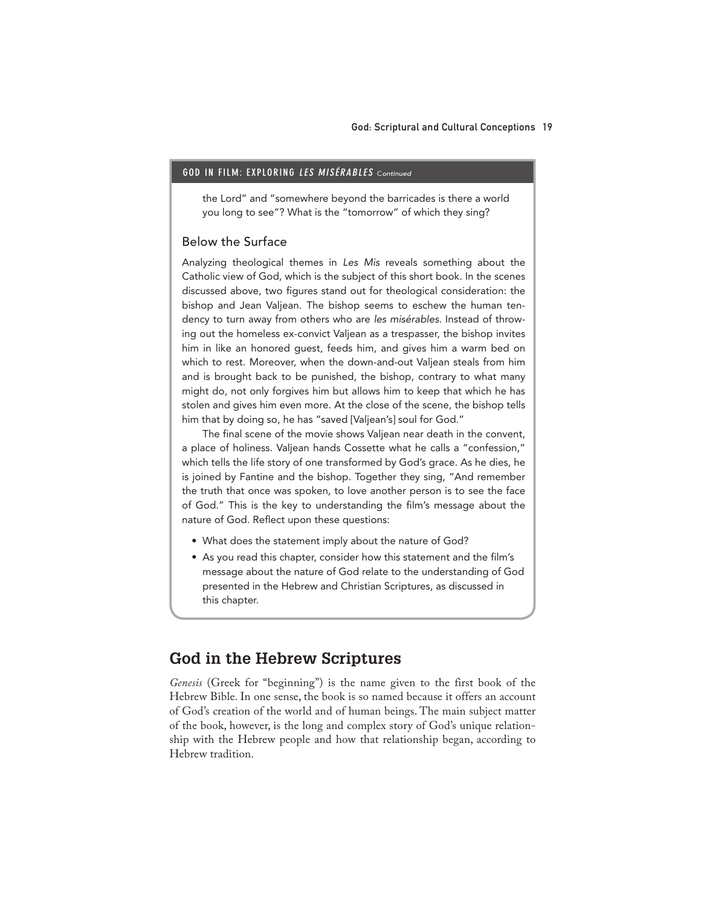**GOD IN FILM: EXPLORING *LES MISÉRABLES* *Continued***

the Lord" and "somewhere beyond the barricades is there a world you long to see"? What is the "tomorrow" of which they sing?

### Below the Surface

Analyzing theological themes in *Les Mis* reveals something about the Catholic view of God, which is the subject of this short book. In the scenes discussed above, two figures stand out for theological consideration: the bishop and Jean Valjean. The bishop seems to eschew the human tendency to turn away from others who are *les misérables*. Instead of throwing out the homeless ex-convict Valjean as a trespasser, the bishop invites him in like an honored guest, feeds him, and gives him a warm bed on which to rest. Moreover, when the down-and-out Valjean steals from him and is brought back to be punished, the bishop, contrary to what many might do, not only forgives him but allows him to keep that which he has stolen and gives him even more. At the close of the scene, the bishop tells him that by doing so, he has "saved [Valjean's] soul for God."

The final scene of the movie shows Valjean near death in the convent, a place of holiness. Valjean hands Cossette what he calls a "confession," which tells the life story of one transformed by God's grace. As he dies, he is joined by Fantine and the bishop. Together they sing, "And remember the truth that once was spoken, to love another person is to see the face of God." This is the key to understanding the film's message about the nature of God. Reflect upon these questions:

- What does the statement imply about the nature of God?
- As you read this chapter, consider how this statement and the film's message about the nature of God relate to the understanding of God presented in the Hebrew and Christian Scriptures, as discussed in this chapter.

## God in the Hebrew Scriptures

*Genesis* (Greek for "beginning") is the name given to the first book of the Hebrew Bible. In one sense, the book is so named because it offers an account of God's creation of the world and of human beings. The main subject matter of the book, however, is the long and complex story of God's unique relationship with the Hebrew people and how that relationship began, according to Hebrew tradition.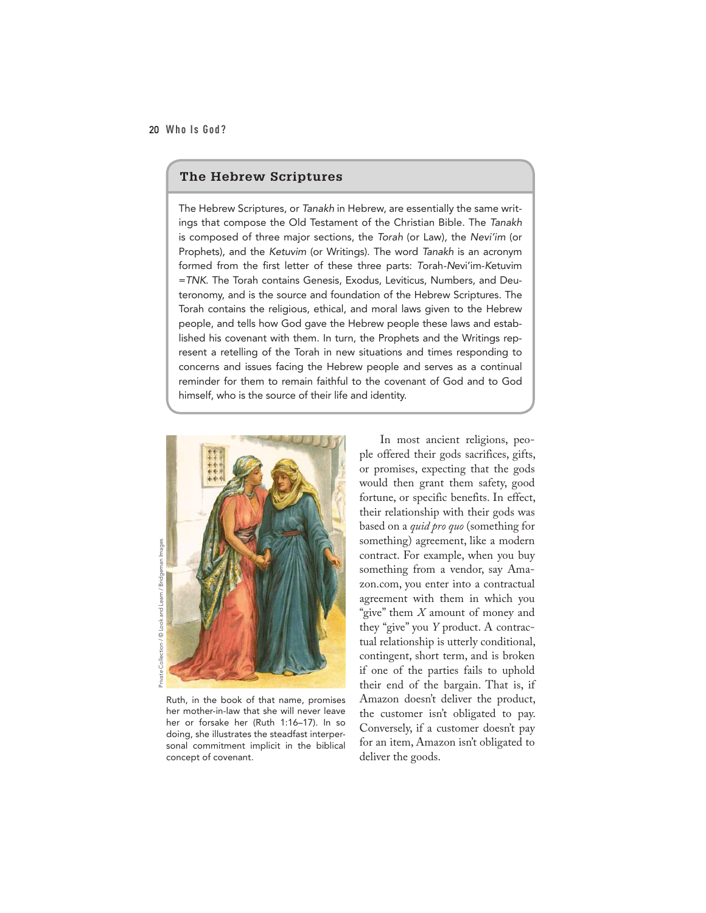## The Hebrew Scriptures

The Hebrew Scriptures, or *Tanakh* in Hebrew, are essentially the same writings that compose the Old Testament of the Christian Bible. The *Tanakh* is composed of three major sections, the *Torah* (or Law), the *Nevi'im* (or Prophets), and the *Ketuvim* (or Writings). The word *Tanakh* is an acronym formed from the first letter of these three parts: *T*orah-*N*evi'im-*K*etuvim =*TNK*. The Torah contains Genesis, Exodus, Leviticus, Numbers, and Deuteronomy, and is the source and foundation of the Hebrew Scriptures. The Torah contains the religious, ethical, and moral laws given to the Hebrew people, and tells how God gave the Hebrew people these laws and established his covenant with them. In turn, the Prophets and the Writings represent a retelling of the Torah in new situations and times responding to concerns and issues facing the Hebrew people and serves as a continual reminder for them to remain faithful to the covenant of God and to God himself, who is the source of their life and identity.

Ruth, in the book of that name, promises her mother-in-law that she will never leave her or forsake her (Ruth 1:16–17). In so doing, she illustrates the steadfast interpersonal commitment implicit in the biblical concept of covenant.

Private Collection / © Look and Learn / Bridgeman Images

In most ancient religions, people offered their gods sacrifices, gifts, or promises, expecting that the gods would then grant them safety, good fortune, or specific benefits. In effect, their relationship with their gods was based on a *quid pro quo* (something for something) agreement, like a modern contract. For example, when you buy something from a vendor, say Amazon.com, you enter into a contractual agreement with them in which you "give" them *X* amount of money and they "give" you *Y* product. A contractual relationship is utterly conditional, contingent, short term, and is broken if one of the parties fails to uphold their end of the bargain. That is, if Amazon doesn't deliver the product, the customer isn't obligated to pay. Conversely, if a customer doesn't pay for an item, Amazon isn't obligated to deliver the goods.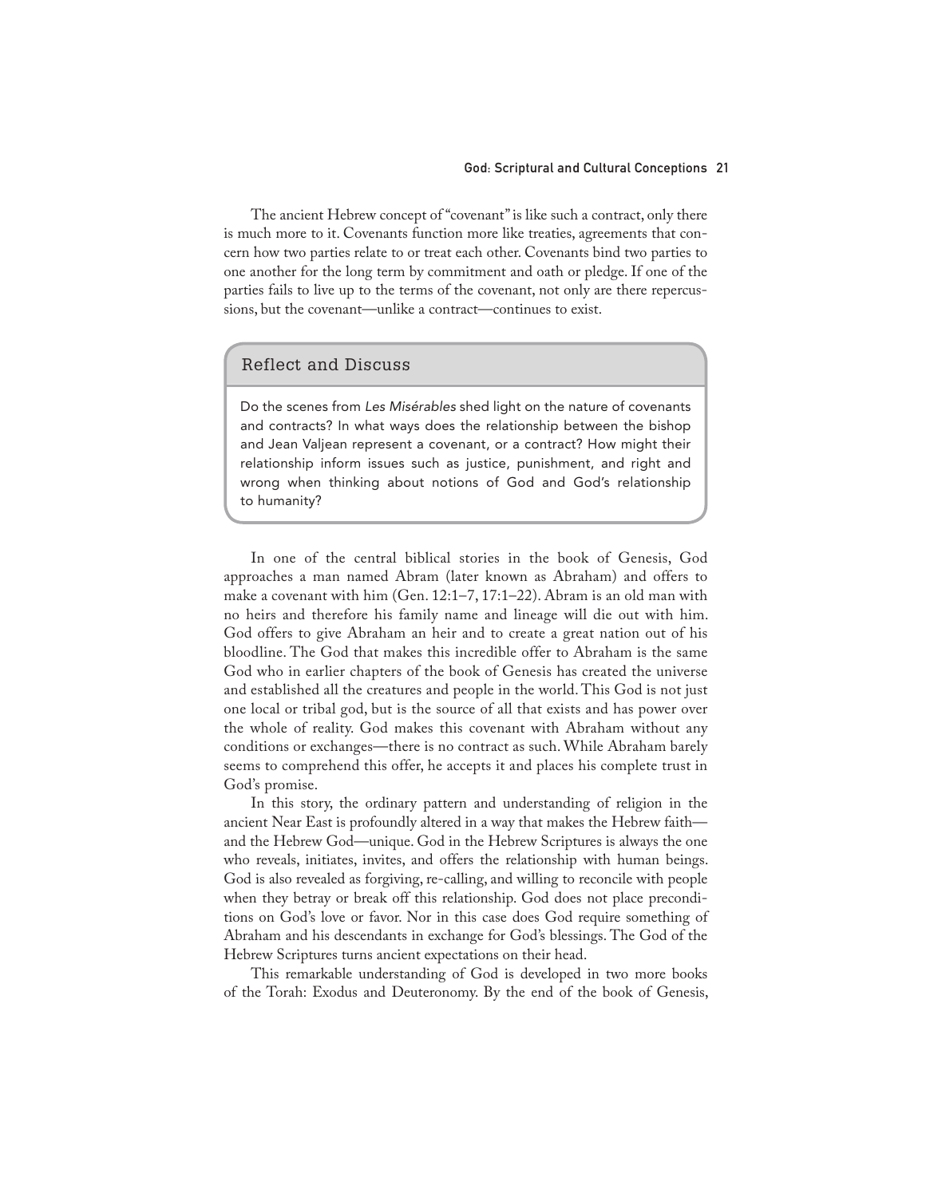The ancient Hebrew concept of "covenant" is like such a contract, only there is much more to it. Covenants function more like treaties, agreements that concern how two parties relate to or treat each other. Covenants bind two parties to one another for the long term by commitment and oath or pledge. If one of the parties fails to live up to the terms of the covenant, not only are there repercussions, but the covenant—unlike a contract—continues to exist.

### Reflect and Discuss

Do the scenes from *Les Misérables* shed light on the nature of covenants and contracts? In what ways does the relationship between the bishop and Jean Valjean represent a covenant, or a contract? How might their relationship inform issues such as justice, punishment, and right and wrong when thinking about notions of God and God's relationship to humanity?

In one of the central biblical stories in the book of Genesis, God approaches a man named Abram (later known as Abraham) and offers to make a covenant with him (Gen. 12:1–7, 17:1–22). Abram is an old man with no heirs and therefore his family name and lineage will die out with him. God offers to give Abraham an heir and to create a great nation out of his bloodline. The God that makes this incredible offer to Abraham is the same God who in earlier chapters of the book of Genesis has created the universe and established all the creatures and people in the world. This God is not just one local or tribal god, but is the source of all that exists and has power over the whole of reality. God makes this covenant with Abraham without any conditions or exchanges—there is no contract as such. While Abraham barely seems to comprehend this offer, he accepts it and places his complete trust in God's promise.

In this story, the ordinary pattern and understanding of religion in the ancient Near East is profoundly altered in a way that makes the Hebrew faith—and the Hebrew God—unique. God in the Hebrew Scriptures is always the one who reveals, initiates, invites, and offers the relationship with human beings. God is also revealed as forgiving, re-calling, and willing to reconcile with people when they betray or break off this relationship. God does not place preconditions on God's love or favor. Nor in this case does God require something of Abraham and his descendants in exchange for God's blessings. The God of the Hebrew Scriptures turns ancient expectations on their head.

This remarkable understanding of God is developed in two more books of the Torah: Exodus and Deuteronomy. By the end of the book of Genesis,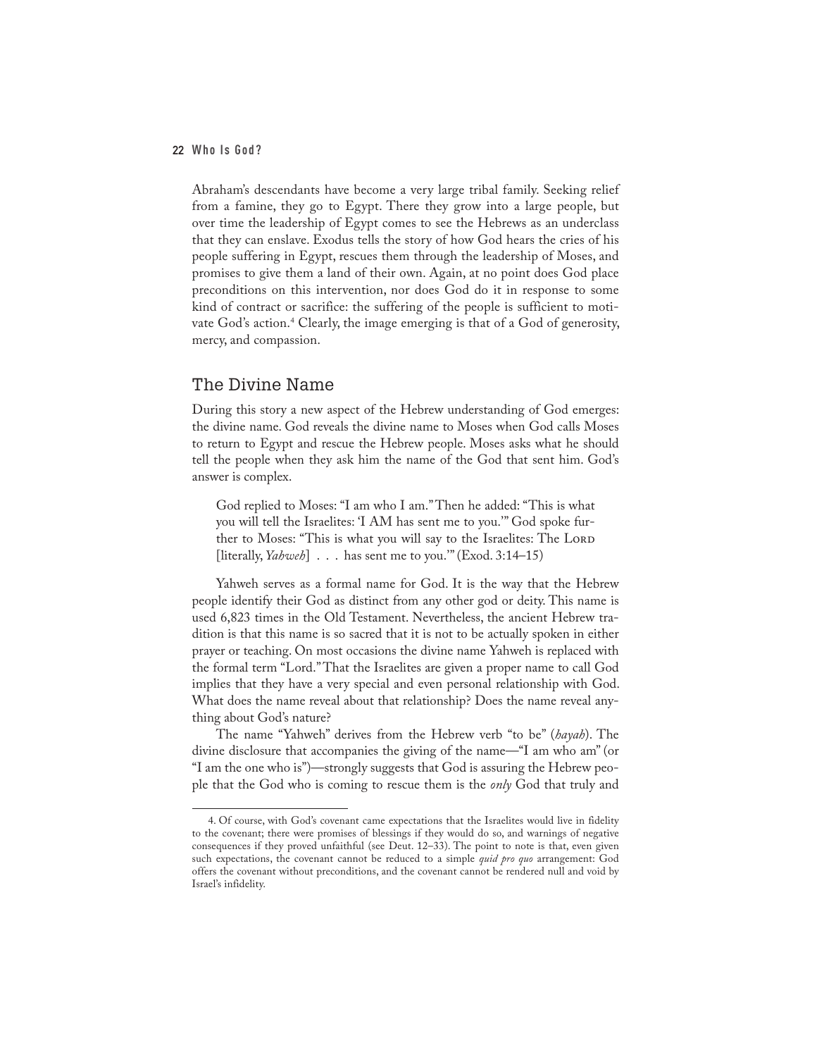Abraham's descendants have become a very large tribal family. Seeking relief from a famine, they go to Egypt. There they grow into a large people, but over time the leadership of Egypt comes to see the Hebrews as an underclass that they can enslave. Exodus tells the story of how God hears the cries of his people suffering in Egypt, rescues them through the leadership of Moses, and promises to give them a land of their own. Again, at no point does God place preconditions on this intervention, nor does God do it in response to some kind of contract or sacrifice: the suffering of the people is sufficient to motivate God's action.[4] Clearly, the image emerging is that of a God of generosity, mercy, and compassion.

## The Divine Name

During this story a new aspect of the Hebrew understanding of God emerges: the divine name. God reveals the divine name to Moses when God calls Moses to return to Egypt and rescue the Hebrew people. Moses asks what he should tell the people when they ask him the name of the God that sent him. God's answer is complex.

> God replied to Moses: "I am who I am." Then he added: "This is what you will tell the Israelites: 'I AM has sent me to you.'" God spoke further to Moses: "This is what you will say to the Israelites: The LORD [literally, *Yahweh*] . . . has sent me to you.'" (Exod. 3:14–15)

Yahweh serves as a formal name for God. It is the way that the Hebrew people identify their God as distinct from any other god or deity. This name is used 6,823 times in the Old Testament. Nevertheless, the ancient Hebrew tradition is that this name is so sacred that it is not to be actually spoken in either prayer or teaching. On most occasions the divine name Yahweh is replaced with the formal term "Lord." That the Israelites are given a proper name to call God implies that they have a very special and even personal relationship with God. What does the name reveal about that relationship? Does the name reveal anything about God's nature?

The name "Yahweh" derives from the Hebrew verb "to be" (*hayah*). The divine disclosure that accompanies the giving of the name—"I am who am" (or "I am the one who is")—strongly suggests that God is assuring the Hebrew people that the God who is coming to rescue them is the *only* God that truly and

---

4. Of course, with God's covenant came expectations that the Israelites would live in fidelity to the covenant; there were promises of blessings if they would do so, and warnings of negative consequences if they proved unfaithful (see Deut. 12–33). The point to note is that, even given such expectations, the covenant cannot be reduced to a simple *quid pro quo* arrangement: God offers the covenant without preconditions, and the covenant cannot be rendered null and void by Israel's infidelity.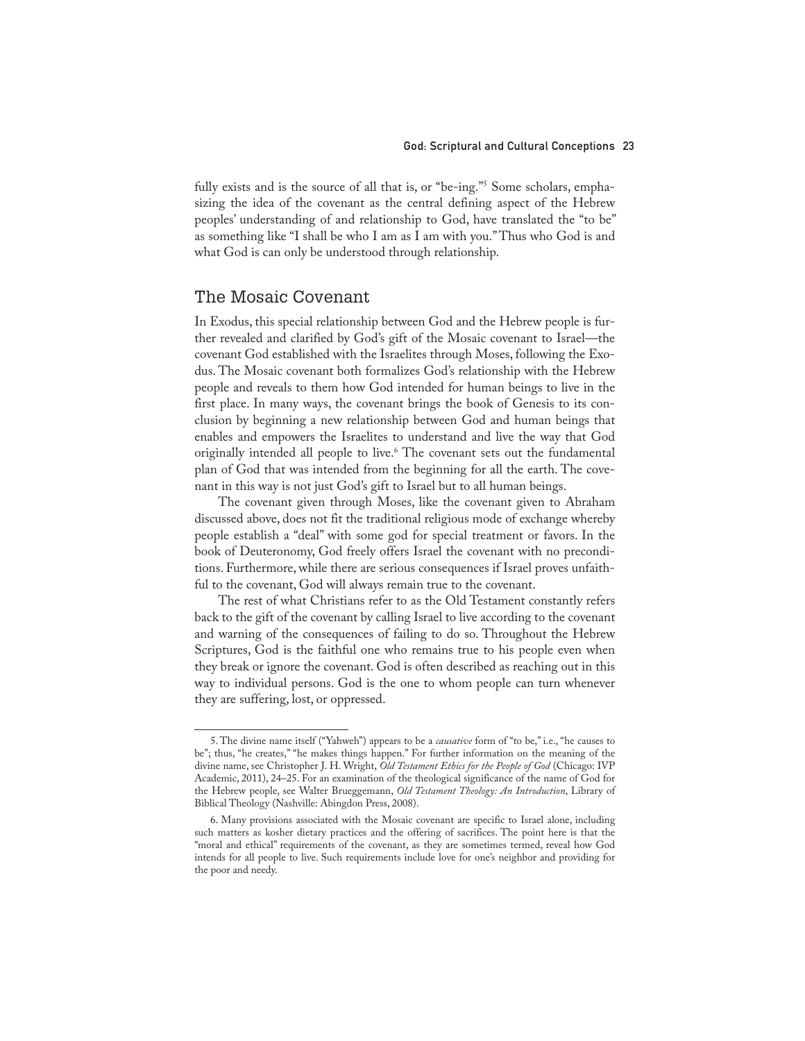fully exists and is the source of all that is, or "be-ing."[5] Some scholars, emphasizing the idea of the covenant as the central defining aspect of the Hebrew peoples' understanding of and relationship to God, have translated the "to be" as something like "I shall be who I am as I am with you." Thus who God is and what God is can only be understood through relationship.

## The Mosaic Covenant

In Exodus, this special relationship between God and the Hebrew people is further revealed and clarified by God's gift of the Mosaic covenant to Israel—the covenant God established with the Israelites through Moses, following the Exodus. The Mosaic covenant both formalizes God's relationship with the Hebrew people and reveals to them how God intended for human beings to live in the first place. In many ways, the covenant brings the book of Genesis to its conclusion by beginning a new relationship between God and human beings that enables and empowers the Israelites to understand and live the way that God originally intended all people to live.[6] The covenant sets out the fundamental plan of God that was intended from the beginning for all the earth. The covenant in this way is not just God's gift to Israel but to all human beings.

The covenant given through Moses, like the covenant given to Abraham discussed above, does not fit the traditional religious mode of exchange whereby people establish a "deal" with some god for special treatment or favors. In the book of Deuteronomy, God freely offers Israel the covenant with no preconditions. Furthermore, while there are serious consequences if Israel proves unfaithful to the covenant, God will always remain true to the covenant.

The rest of what Christians refer to as the Old Testament constantly refers back to the gift of the covenant by calling Israel to live according to the covenant and warning of the consequences of failing to do so. Throughout the Hebrew Scriptures, God is the faithful one who remains true to his people even when they break or ignore the covenant. God is often described as reaching out in this way to individual persons. God is the one to whom people can turn whenever they are suffering, lost, or oppressed.

---

5. The divine name itself ("Yahweh") appears to be a *causative* form of "to be," i.e., "he causes to be"; thus, "he creates," "he makes things happen." For further information on the meaning of the divine name, see Christopher J. H. Wright, *Old Testament Ethics for the People of God* (Chicago: IVP Academic, 2011), 24–25. For an examination of the theological significance of the name of God for the Hebrew people, see Walter Brueggemann, *Old Testament Theology: An Introduction*, Library of Biblical Theology (Nashville: Abingdon Press, 2008).

6. Many provisions associated with the Mosaic covenant are specific to Israel alone, including such matters as kosher dietary practices and the offering of sacrifices. The point here is that the "moral and ethical" requirements of the covenant, as they are sometimes termed, reveal how God intends for all people to live. Such requirements include love for one's neighbor and providing for the poor and needy.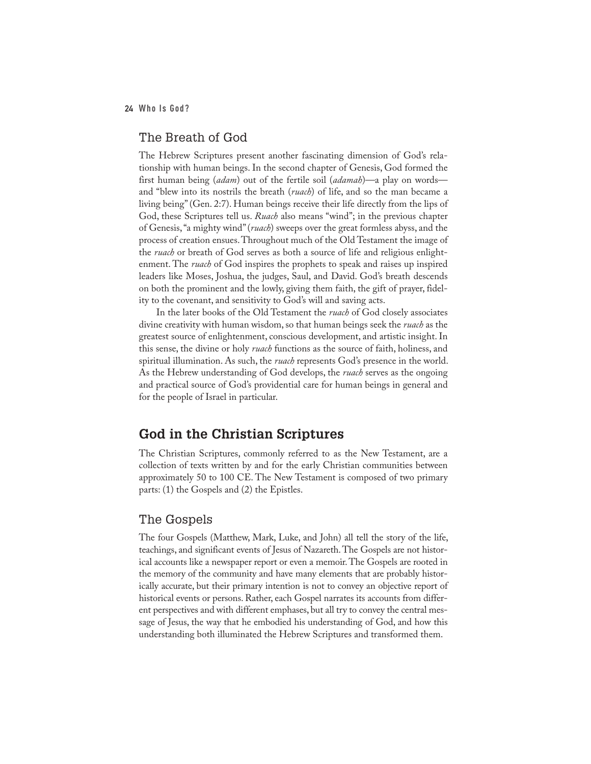## The Breath of God

The Hebrew Scriptures present another fascinating dimension of God's relationship with human beings. In the second chapter of Genesis, God formed the first human being (*adam*) out of the fertile soil (*adamah*)—a play on words—and "blew into its nostrils the breath (*ruach*) of life, and so the man became a living being" (Gen. 2:7). Human beings receive their life directly from the lips of God, these Scriptures tell us. *Ruach* also means "wind"; in the previous chapter of Genesis, "a mighty wind" (*ruach*) sweeps over the great formless abyss, and the process of creation ensues. Throughout much of the Old Testament the image of the *ruach* or breath of God serves as both a source of life and religious enlightenment. The *ruach* of God inspires the prophets to speak and raises up inspired leaders like Moses, Joshua, the judges, Saul, and David. God's breath descends on both the prominent and the lowly, giving them faith, the gift of prayer, fidelity to the covenant, and sensitivity to God's will and saving acts.

In the later books of the Old Testament the *ruach* of God closely associates divine creativity with human wisdom, so that human beings seek the *ruach* as the greatest source of enlightenment, conscious development, and artistic insight. In this sense, the divine or holy *ruach* functions as the source of faith, holiness, and spiritual illumination. As such, the *ruach* represents God's presence in the world. As the Hebrew understanding of God develops, the *ruach* serves as the ongoing and practical source of God's providential care for human beings in general and for the people of Israel in particular.

# God in the Christian Scriptures

The Christian Scriptures, commonly referred to as the New Testament, are a collection of texts written by and for the early Christian communities between approximately 50 to 100 CE. The New Testament is composed of two primary parts: (1) the Gospels and (2) the Epistles.

## The Gospels

The four Gospels (Matthew, Mark, Luke, and John) all tell the story of the life, teachings, and significant events of Jesus of Nazareth. The Gospels are not historical accounts like a newspaper report or even a memoir. The Gospels are rooted in the memory of the community and have many elements that are probably historically accurate, but their primary intention is not to convey an objective report of historical events or persons. Rather, each Gospel narrates its accounts from different perspectives and with different emphases, but all try to convey the central message of Jesus, the way that he embodied his understanding of God, and how this understanding both illuminated the Hebrew Scriptures and transformed them.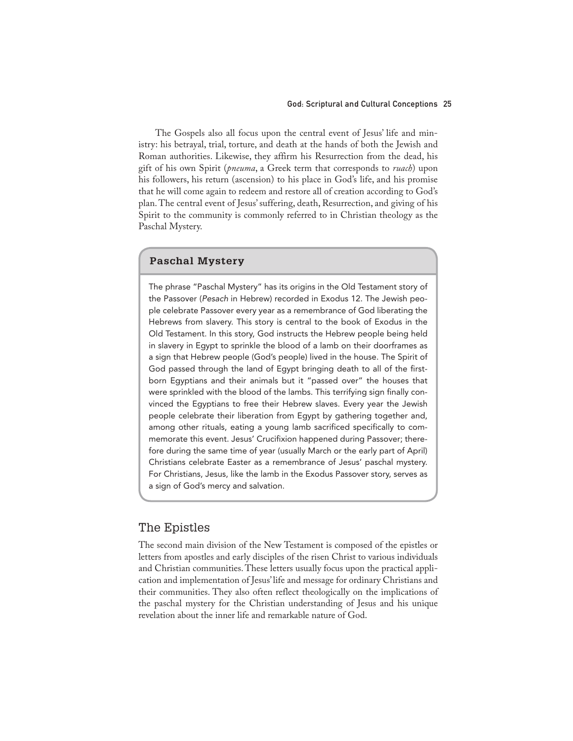The Gospels also all focus upon the central event of Jesus' life and ministry: his betrayal, trial, torture, and death at the hands of both the Jewish and Roman authorities. Likewise, they affirm his Resurrection from the dead, his gift of his own Spirit (*pneuma*, a Greek term that corresponds to *ruach*) upon his followers, his return (ascension) to his place in God's life, and his promise that he will come again to redeem and restore all of creation according to God's plan. The central event of Jesus' suffering, death, Resurrection, and giving of his Spirit to the community is commonly referred to in Christian theology as the Paschal Mystery.

### Paschal Mystery

The phrase "Paschal Mystery" has its origins in the Old Testament story of the Passover (*Pesach* in Hebrew) recorded in Exodus 12. The Jewish people celebrate Passover every year as a remembrance of God liberating the Hebrews from slavery. This story is central to the book of Exodus in the Old Testament. In this story, God instructs the Hebrew people being held in slavery in Egypt to sprinkle the blood of a lamb on their doorframes as a sign that Hebrew people (God's people) lived in the house. The Spirit of God passed through the land of Egypt bringing death to all of the firstborn Egyptians and their animals but it "passed over" the houses that were sprinkled with the blood of the lambs. This terrifying sign finally convinced the Egyptians to free their Hebrew slaves. Every year the Jewish people celebrate their liberation from Egypt by gathering together and, among other rituals, eating a young lamb sacrificed specifically to commemorate this event. Jesus' Crucifixion happened during Passover; therefore during the same time of year (usually March or the early part of April) Christians celebrate Easter as a remembrance of Jesus' paschal mystery. For Christians, Jesus, like the lamb in the Exodus Passover story, serves as a sign of God's mercy and salvation.

## The Epistles

The second main division of the New Testament is composed of the epistles or letters from apostles and early disciples of the risen Christ to various individuals and Christian communities. These letters usually focus upon the practical application and implementation of Jesus' life and message for ordinary Christians and their communities. They also often reflect theologically on the implications of the paschal mystery for the Christian understanding of Jesus and his unique revelation about the inner life and remarkable nature of God.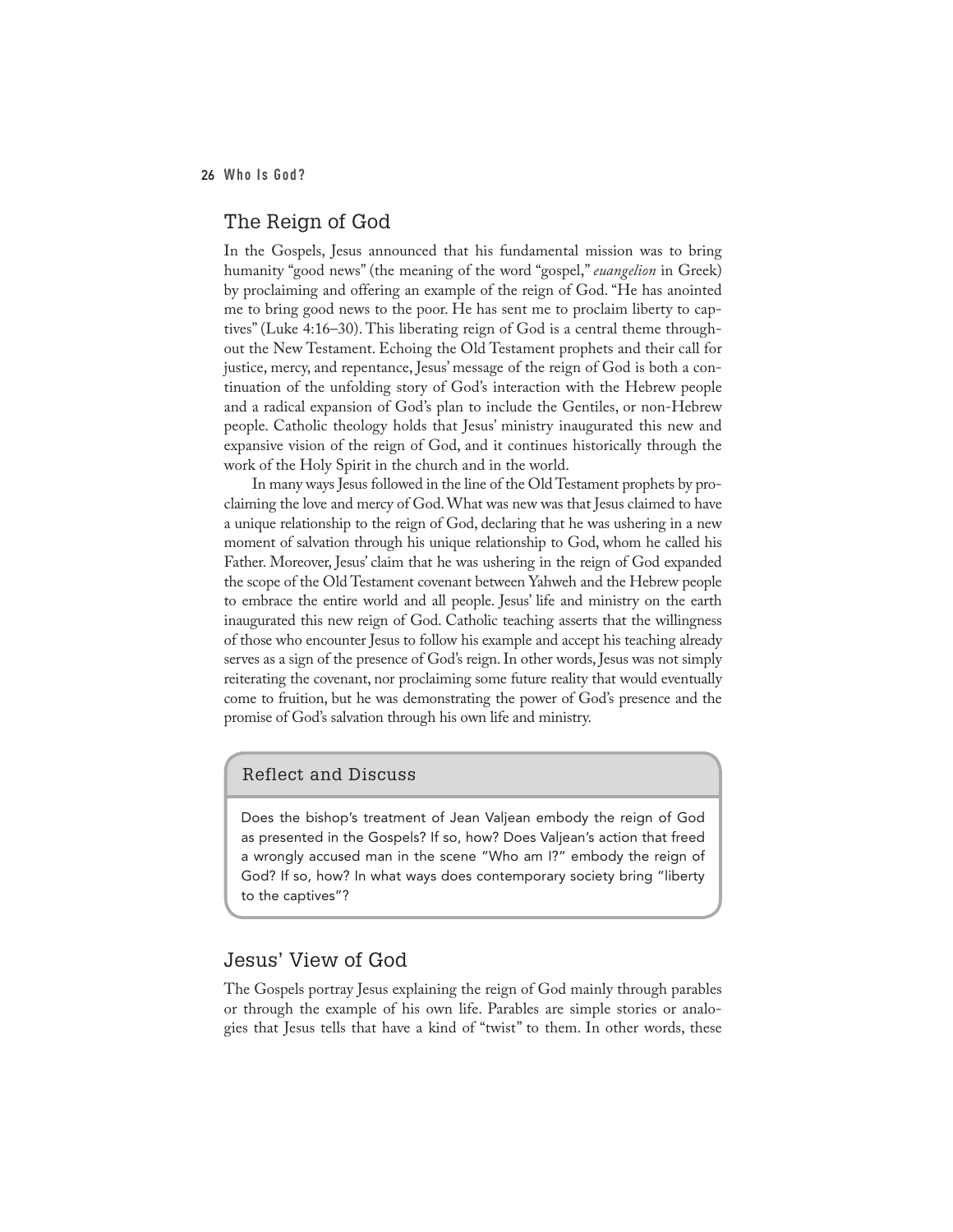## The Reign of God

In the Gospels, Jesus announced that his fundamental mission was to bring humanity "good news" (the meaning of the word "gospel," *euangelion* in Greek) by proclaiming and offering an example of the reign of God. "He has anointed me to bring good news to the poor. He has sent me to proclaim liberty to captives" (Luke 4:16–30). This liberating reign of God is a central theme throughout the New Testament. Echoing the Old Testament prophets and their call for justice, mercy, and repentance, Jesus' message of the reign of God is both a continuation of the unfolding story of God's interaction with the Hebrew people and a radical expansion of God's plan to include the Gentiles, or non-Hebrew people. Catholic theology holds that Jesus' ministry inaugurated this new and expansive vision of the reign of God, and it continues historically through the work of the Holy Spirit in the church and in the world.

In many ways Jesus followed in the line of the Old Testament prophets by proclaiming the love and mercy of God. What was new was that Jesus claimed to have a unique relationship to the reign of God, declaring that he was ushering in a new moment of salvation through his unique relationship to God, whom he called his Father. Moreover, Jesus' claim that he was ushering in the reign of God expanded the scope of the Old Testament covenant between Yahweh and the Hebrew people to embrace the entire world and all people. Jesus' life and ministry on the earth inaugurated this new reign of God. Catholic teaching asserts that the willingness of those who encounter Jesus to follow his example and accept his teaching already serves as a sign of the presence of God's reign. In other words, Jesus was not simply reiterating the covenant, nor proclaiming some future reality that would eventually come to fruition, but he was demonstrating the power of God's presence and the promise of God's salvation through his own life and ministry.

### Reflect and Discuss

Does the bishop's treatment of Jean Valjean embody the reign of God as presented in the Gospels? If so, how? Does Valjean's action that freed a wrongly accused man in the scene "Who am I?" embody the reign of God? If so, how? In what ways does contemporary society bring "liberty to the captives"?

## Jesus' View of God

The Gospels portray Jesus explaining the reign of God mainly through parables or through the example of his own life. Parables are simple stories or analogies that Jesus tells that have a kind of "twist" to them. In other words, these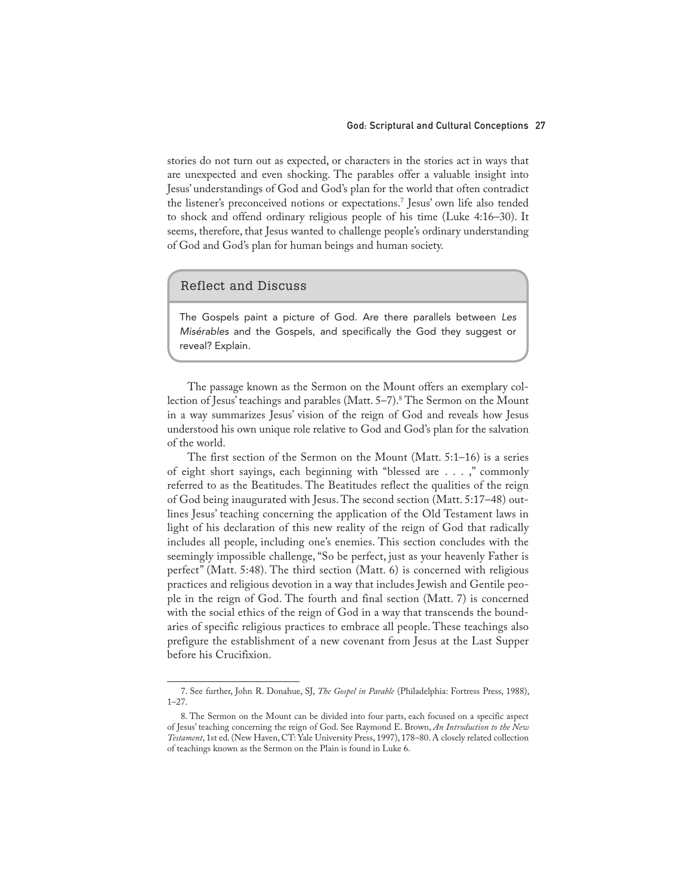stories do not turn out as expected, or characters in the stories act in ways that are unexpected and even shocking. The parables offer a valuable insight into Jesus' understandings of God and God's plan for the world that often contradict the listener's preconceived notions or expectations.[7] Jesus' own life also tended to shock and offend ordinary religious people of his time (Luke 4:16–30). It seems, therefore, that Jesus wanted to challenge people's ordinary understanding of God and God's plan for human beings and human society.

### Reflect and Discuss

The Gospels paint a picture of God. Are there parallels between *Les Misérables* and the Gospels, and specifically the God they suggest or reveal? Explain.

The passage known as the Sermon on the Mount offers an exemplary collection of Jesus' teachings and parables (Matt. 5–7).[8] The Sermon on the Mount in a way summarizes Jesus' vision of the reign of God and reveals how Jesus understood his own unique role relative to God and God's plan for the salvation of the world.

The first section of the Sermon on the Mount (Matt. 5:1–16) is a series of eight short sayings, each beginning with "blessed are . . . ," commonly referred to as the Beatitudes. The Beatitudes reflect the qualities of the reign of God being inaugurated with Jesus. The second section (Matt. 5:17–48) outlines Jesus' teaching concerning the application of the Old Testament laws in light of his declaration of this new reality of the reign of God that radically includes all people, including one's enemies. This section concludes with the seemingly impossible challenge, "So be perfect, just as your heavenly Father is perfect" (Matt. 5:48). The third section (Matt. 6) is concerned with religious practices and religious devotion in a way that includes Jewish and Gentile people in the reign of God. The fourth and final section (Matt. 7) is concerned with the social ethics of the reign of God in a way that transcends the boundaries of specific religious practices to embrace all people. These teachings also prefigure the establishment of a new covenant from Jesus at the Last Supper before his Crucifixion.

---

7. See further, John R. Donahue, SJ, *The Gospel in Parable* (Philadelphia: Fortress Press, 1988), 1–27.

8. The Sermon on the Mount can be divided into four parts, each focused on a specific aspect of Jesus' teaching concerning the reign of God. See Raymond E. Brown, *An Introduction to the New Testament*, 1st ed. (New Haven, CT: Yale University Press, 1997), 178–80. A closely related collection of teachings known as the Sermon on the Plain is found in Luke 6.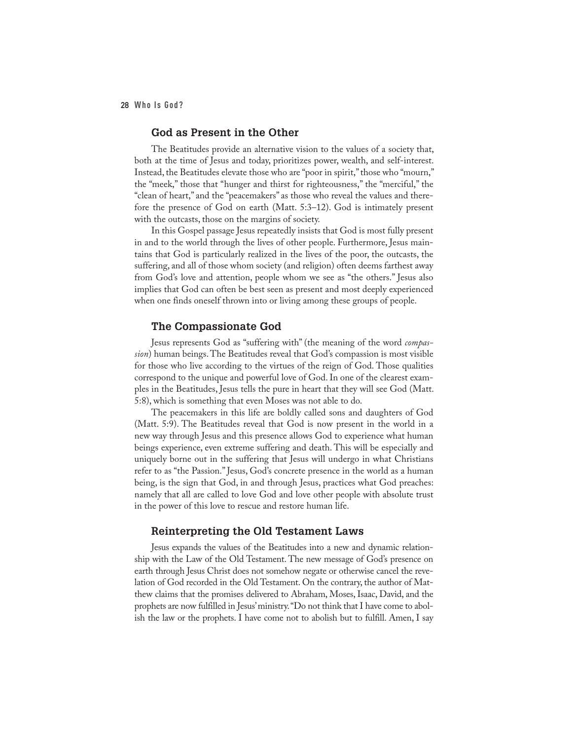## God as Present in the Other

The Beatitudes provide an alternative vision to the values of a society that, both at the time of Jesus and today, prioritizes power, wealth, and self-interest. Instead, the Beatitudes elevate those who are "poor in spirit," those who "mourn," the "meek," those that "hunger and thirst for righteousness," the "merciful," the "clean of heart," and the "peacemakers" as those who reveal the values and therefore the presence of God on earth (Matt. 5:3–12). God is intimately present with the outcasts, those on the margins of society.

In this Gospel passage Jesus repeatedly insists that God is most fully present in and to the world through the lives of other people. Furthermore, Jesus maintains that God is particularly realized in the lives of the poor, the outcasts, the suffering, and all of those whom society (and religion) often deems farthest away from God's love and attention, people whom we see as "the others." Jesus also implies that God can often be best seen as present and most deeply experienced when one finds oneself thrown into or living among these groups of people.

## The Compassionate God

Jesus represents God as "suffering with" (the meaning of the word *compassion*) human beings. The Beatitudes reveal that God's compassion is most visible for those who live according to the virtues of the reign of God. Those qualities correspond to the unique and powerful love of God. In one of the clearest examples in the Beatitudes, Jesus tells the pure in heart that they will see God (Matt. 5:8), which is something that even Moses was not able to do.

The peacemakers in this life are boldly called sons and daughters of God (Matt. 5:9). The Beatitudes reveal that God is now present in the world in a new way through Jesus and this presence allows God to experience what human beings experience, even extreme suffering and death. This will be especially and uniquely borne out in the suffering that Jesus will undergo in what Christians refer to as "the Passion." Jesus, God's concrete presence in the world as a human being, is the sign that God, in and through Jesus, practices what God preaches: namely that all are called to love God and love other people with absolute trust in the power of this love to rescue and restore human life.

## Reinterpreting the Old Testament Laws

Jesus expands the values of the Beatitudes into a new and dynamic relationship with the Law of the Old Testament. The new message of God's presence on earth through Jesus Christ does not somehow negate or otherwise cancel the revelation of God recorded in the Old Testament. On the contrary, the author of Matthew claims that the promises delivered to Abraham, Moses, Isaac, David, and the prophets are now fulfilled in Jesus' ministry. "Do not think that I have come to abolish the law or the prophets. I have come not to abolish but to fulfill. Amen, I say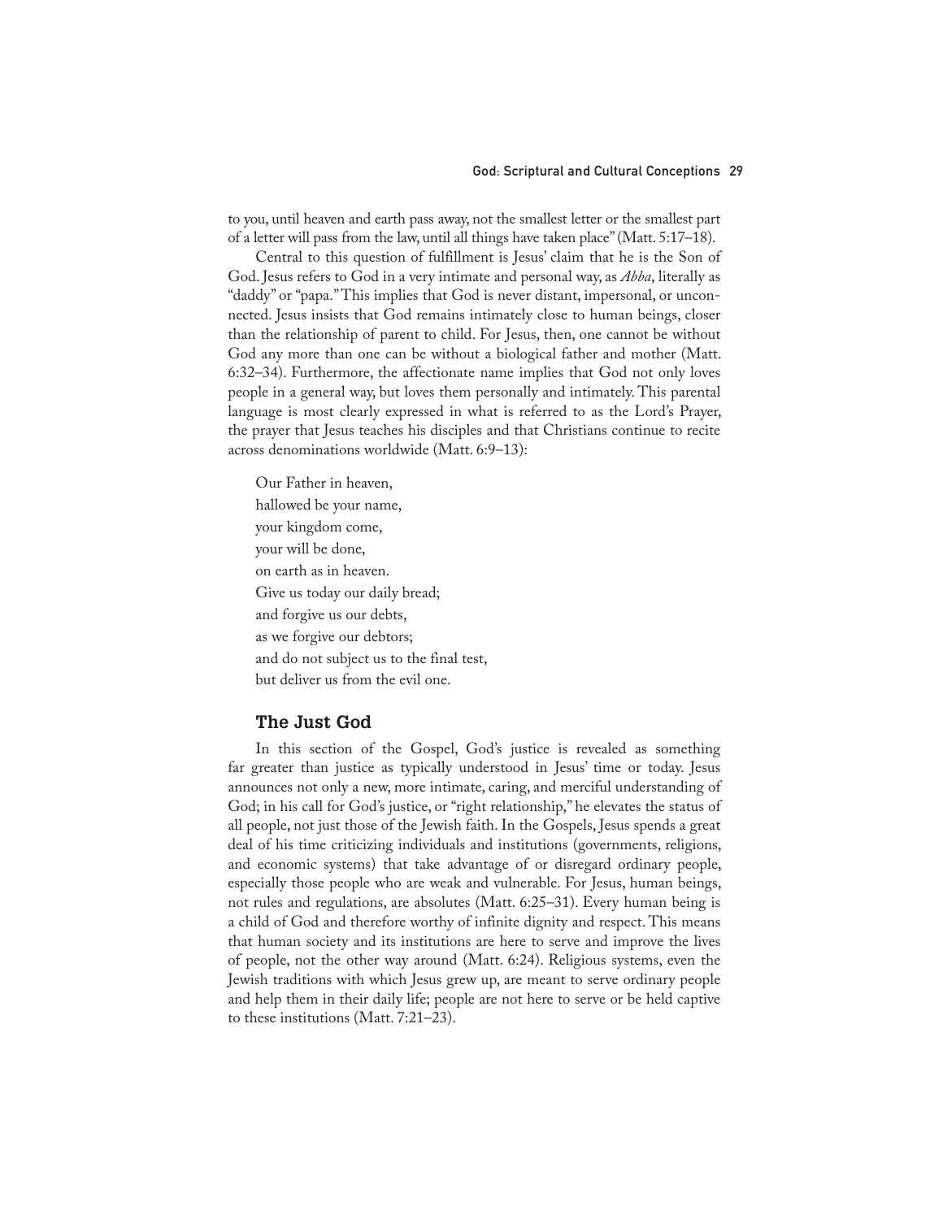to you, until heaven and earth pass away, not the smallest letter or the smallest part of a letter will pass from the law, until all things have taken place" (Matt. 5:17–18).

Central to this question of fulfillment is Jesus' claim that he is the Son of God. Jesus refers to God in a very intimate and personal way, as *Abba*, literally as "daddy" or "papa." This implies that God is never distant, impersonal, or unconnected. Jesus insists that God remains intimately close to human beings, closer than the relationship of parent to child. For Jesus, then, one cannot be without God any more than one can be without a biological father and mother (Matt. 6:32–34). Furthermore, the affectionate name implies that God not only loves people in a general way, but loves them personally and intimately. This parental language is most clearly expressed in what is referred to as the Lord's Prayer, the prayer that Jesus teaches his disciples and that Christians continue to recite across denominations worldwide (Matt. 6:9–13):

> Our Father in heaven,
> hallowed be your name,
> your kingdom come,
> your will be done,
> on earth as in heaven.
> Give us today our daily bread;
> and forgive us our debts,
> as we forgive our debtors;
> and do not subject us to the final test,
> but deliver us from the evil one.

## The Just God

In this section of the Gospel, God's justice is revealed as something far greater than justice as typically understood in Jesus' time or today. Jesus announces not only a new, more intimate, caring, and merciful understanding of God; in his call for God's justice, or "right relationship," he elevates the status of all people, not just those of the Jewish faith. In the Gospels, Jesus spends a great deal of his time criticizing individuals and institutions (governments, religions, and economic systems) that take advantage of or disregard ordinary people, especially those people who are weak and vulnerable. For Jesus, human beings, not rules and regulations, are absolutes (Matt. 6:25–31). Every human being is a child of God and therefore worthy of infinite dignity and respect. This means that human society and its institutions are here to serve and improve the lives of people, not the other way around (Matt. 6:24). Religious systems, even the Jewish traditions with which Jesus grew up, are meant to serve ordinary people and help them in their daily life; people are not here to serve or be held captive to these institutions (Matt. 7:21–23).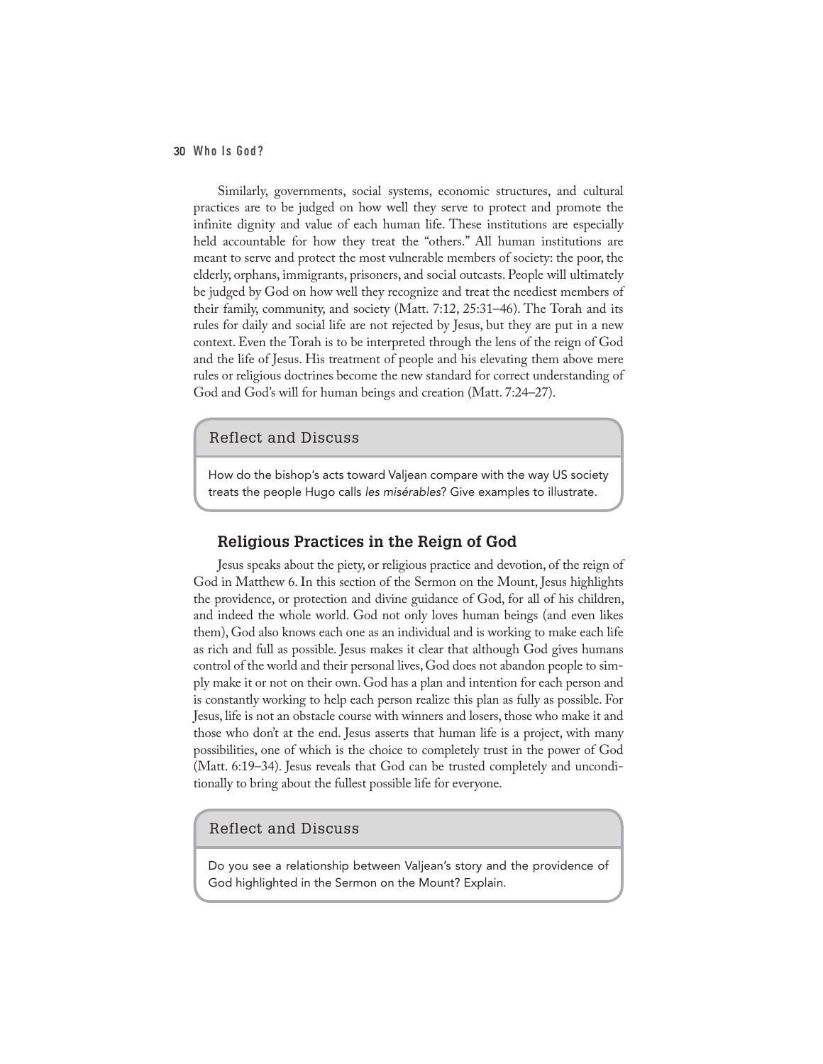Similarly, governments, social systems, economic structures, and cultural practices are to be judged on how well they serve to protect and promote the infinite dignity and value of each human life. These institutions are especially held accountable for how they treat the "others." All human institutions are meant to serve and protect the most vulnerable members of society: the poor, the elderly, orphans, immigrants, prisoners, and social outcasts. People will ultimately be judged by God on how well they recognize and treat the neediest members of their family, community, and society (Matt. 7:12, 25:31–46). The Torah and its rules for daily and social life are not rejected by Jesus, but they are put in a new context. Even the Torah is to be interpreted through the lens of the reign of God and the life of Jesus. His treatment of people and his elevating them above mere rules or religious doctrines become the new standard for correct understanding of God and God's will for human beings and creation (Matt. 7:24–27).

> **Reflect and Discuss**
>
> How do the bishop's acts toward Valjean compare with the way US society treats the people Hugo calls *les misérables*? Give examples to illustrate.

### Religious Practices in the Reign of God

Jesus speaks about the piety, or religious practice and devotion, of the reign of God in Matthew 6. In this section of the Sermon on the Mount, Jesus highlights the providence, or protection and divine guidance of God, for all of his children, and indeed the whole world. God not only loves human beings (and even likes them), God also knows each one as an individual and is working to make each life as rich and full as possible. Jesus makes it clear that although God gives humans control of the world and their personal lives, God does not abandon people to simply make it or not on their own. God has a plan and intention for each person and is constantly working to help each person realize this plan as fully as possible. For Jesus, life is not an obstacle course with winners and losers, those who make it and those who don't at the end. Jesus asserts that human life is a project, with many possibilities, one of which is the choice to completely trust in the power of God (Matt. 6:19–34). Jesus reveals that God can be trusted completely and unconditionally to bring about the fullest possible life for everyone.

> **Reflect and Discuss**
>
> Do you see a relationship between Valjean's story and the providence of God highlighted in the Sermon on the Mount? Explain.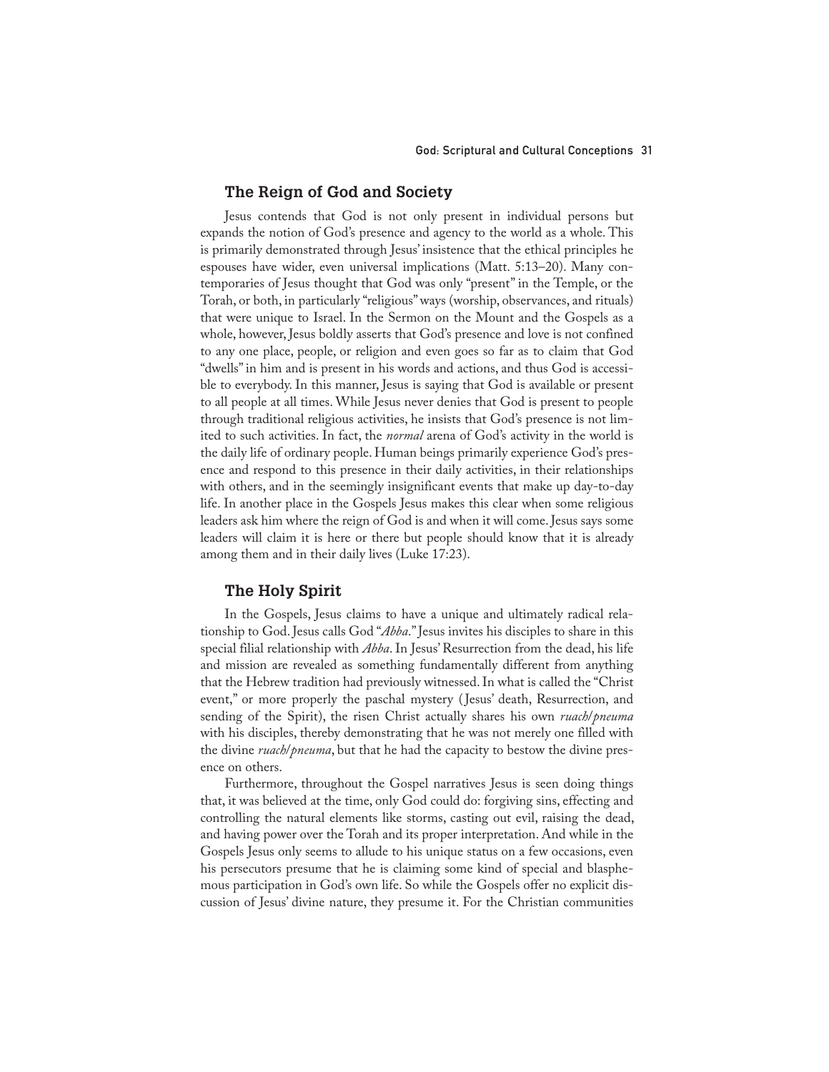## The Reign of God and Society

Jesus contends that God is not only present in individual persons but expands the notion of God's presence and agency to the world as a whole. This is primarily demonstrated through Jesus' insistence that the ethical principles he espouses have wider, even universal implications (Matt. 5:13–20). Many contemporaries of Jesus thought that God was only "present" in the Temple, or the Torah, or both, in particularly "religious" ways (worship, observances, and rituals) that were unique to Israel. In the Sermon on the Mount and the Gospels as a whole, however, Jesus boldly asserts that God's presence and love is not confined to any one place, people, or religion and even goes so far as to claim that God "dwells" in him and is present in his words and actions, and thus God is accessible to everybody. In this manner, Jesus is saying that God is available or present to all people at all times. While Jesus never denies that God is present to people through traditional religious activities, he insists that God's presence is not limited to such activities. In fact, the *normal* arena of God's activity in the world is the daily life of ordinary people. Human beings primarily experience God's presence and respond to this presence in their daily activities, in their relationships with others, and in the seemingly insignificant events that make up day-to-day life. In another place in the Gospels Jesus makes this clear when some religious leaders ask him where the reign of God is and when it will come. Jesus says some leaders will claim it is here or there but people should know that it is already among them and in their daily lives (Luke 17:23).

## The Holy Spirit

In the Gospels, Jesus claims to have a unique and ultimately radical relationship to God. Jesus calls God "*Abba*." Jesus invites his disciples to share in this special filial relationship with *Abba*. In Jesus' Resurrection from the dead, his life and mission are revealed as something fundamentally different from anything that the Hebrew tradition had previously witnessed. In what is called the "Christ event," or more properly the paschal mystery (Jesus' death, Resurrection, and sending of the Spirit), the risen Christ actually shares his own *ruach*/*pneuma* with his disciples, thereby demonstrating that he was not merely one filled with the divine *ruach*/*pneuma*, but that he had the capacity to bestow the divine presence on others.

Furthermore, throughout the Gospel narratives Jesus is seen doing things that, it was believed at the time, only God could do: forgiving sins, effecting and controlling the natural elements like storms, casting out evil, raising the dead, and having power over the Torah and its proper interpretation. And while in the Gospels Jesus only seems to allude to his unique status on a few occasions, even his persecutors presume that he is claiming some kind of special and blasphemous participation in God's own life. So while the Gospels offer no explicit discussion of Jesus' divine nature, they presume it. For the Christian communities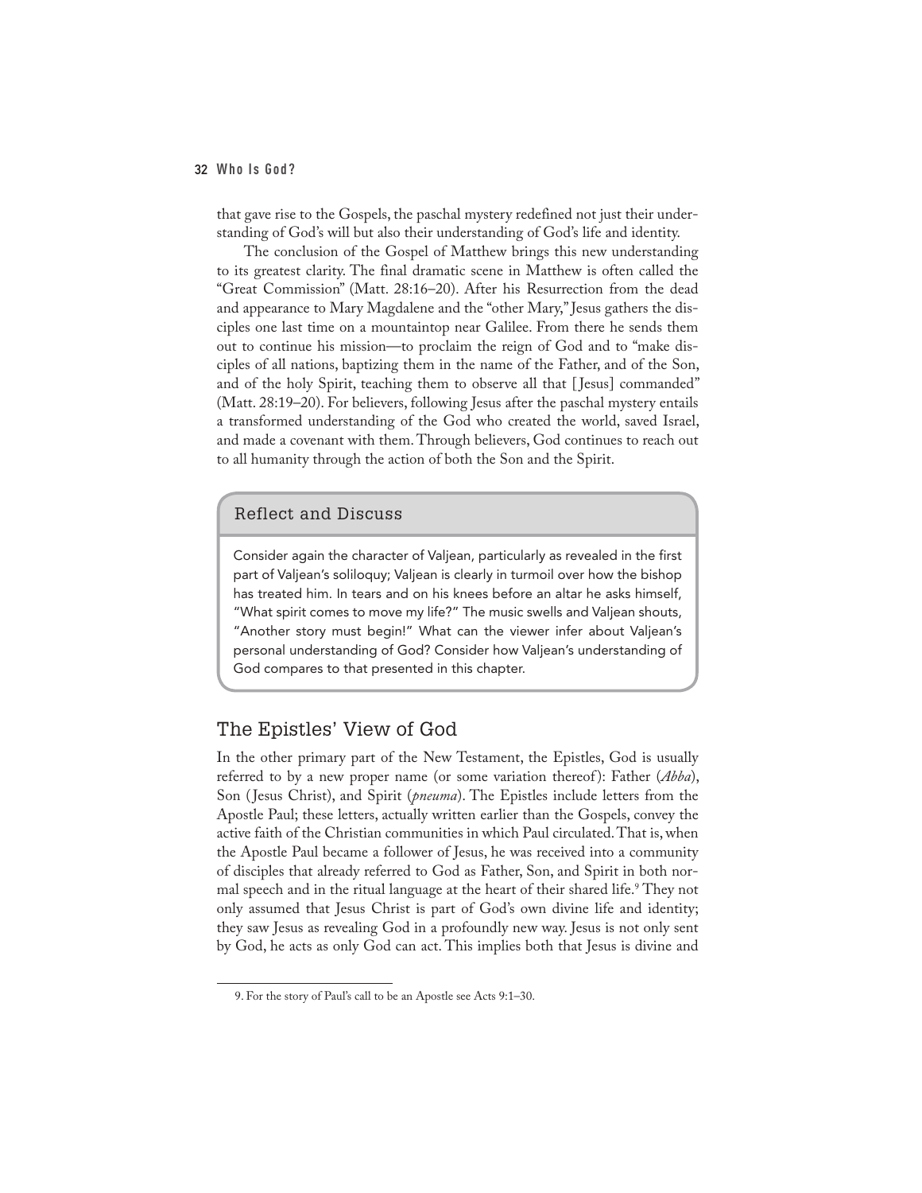that gave rise to the Gospels, the paschal mystery redefined not just their understanding of God's will but also their understanding of God's life and identity.

The conclusion of the Gospel of Matthew brings this new understanding to its greatest clarity. The final dramatic scene in Matthew is often called the "Great Commission" (Matt. 28:16–20). After his Resurrection from the dead and appearance to Mary Magdalene and the "other Mary," Jesus gathers the disciples one last time on a mountaintop near Galilee. From there he sends them out to continue his mission—to proclaim the reign of God and to "make disciples of all nations, baptizing them in the name of the Father, and of the Son, and of the holy Spirit, teaching them to observe all that [Jesus] commanded" (Matt. 28:19–20). For believers, following Jesus after the paschal mystery entails a transformed understanding of the God who created the world, saved Israel, and made a covenant with them. Through believers, God continues to reach out to all humanity through the action of both the Son and the Spirit.

### Reflect and Discuss

Consider again the character of Valjean, particularly as revealed in the first part of Valjean's soliloquy; Valjean is clearly in turmoil over how the bishop has treated him. In tears and on his knees before an altar he asks himself, "What spirit comes to move my life?" The music swells and Valjean shouts, "Another story must begin!" What can the viewer infer about Valjean's personal understanding of God? Consider how Valjean's understanding of God compares to that presented in this chapter.

## The Epistles' View of God

In the other primary part of the New Testament, the Epistles, God is usually referred to by a new proper name (or some variation thereof): Father (*Abba*), Son (Jesus Christ), and Spirit (*pneuma*). The Epistles include letters from the Apostle Paul; these letters, actually written earlier than the Gospels, convey the active faith of the Christian communities in which Paul circulated. That is, when the Apostle Paul became a follower of Jesus, he was received into a community of disciples that already referred to God as Father, Son, and Spirit in both normal speech and in the ritual language at the heart of their shared life.[9] They not only assumed that Jesus Christ is part of God's own divine life and identity; they saw Jesus as revealing God in a profoundly new way. Jesus is not only sent by God, he acts as only God can act. This implies both that Jesus is divine and

9. For the story of Paul's call to be an Apostle see Acts 9:1–30.